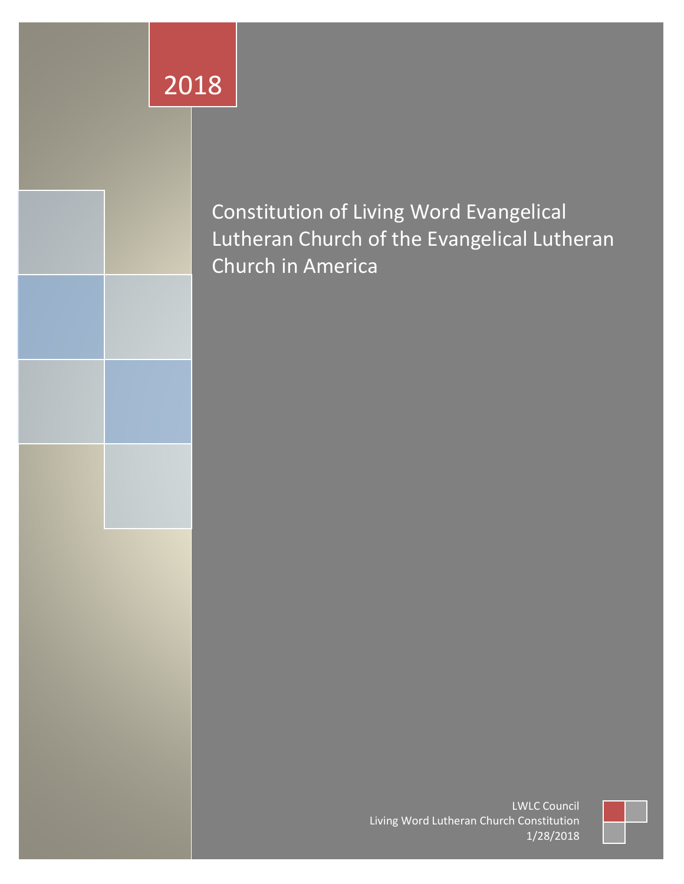2018

# Constitution of Living Word Evangelical Lutheran Church of the Evangelical Lutheran Church in America

LWLC Council
Living Word Lutheran Church Constitution
1/28/2018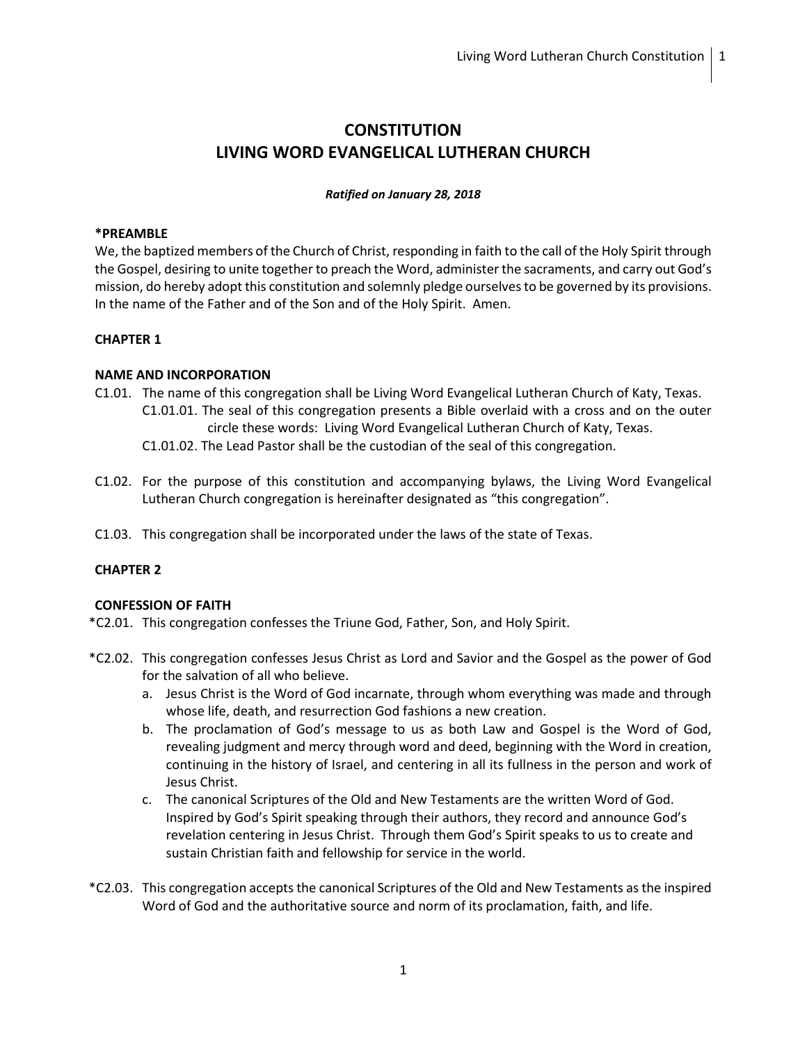# CONSTITUTION
# LIVING WORD EVANGELICAL LUTHERAN CHURCH

***Ratified on January 28, 2018***

**\*PREAMBLE**

We, the baptized members of the Church of Christ, responding in faith to the call of the Holy Spirit through the Gospel, desiring to unite together to preach the Word, administer the sacraments, and carry out God's mission, do hereby adopt this constitution and solemnly pledge ourselves to be governed by its provisions. In the name of the Father and of the Son and of the Holy Spirit. Amen.

## CHAPTER 1

### NAME AND INCORPORATION

C1.01. The name of this congregation shall be Living Word Evangelical Lutheran Church of Katy, Texas.

- C1.01.01. The seal of this congregation presents a Bible overlaid with a cross and on the outer circle these words: Living Word Evangelical Lutheran Church of Katy, Texas.
- C1.01.02. The Lead Pastor shall be the custodian of the seal of this congregation.

C1.02. For the purpose of this constitution and accompanying bylaws, the Living Word Evangelical Lutheran Church congregation is hereinafter designated as "this congregation".

C1.03. This congregation shall be incorporated under the laws of the state of Texas.

## CHAPTER 2

### CONFESSION OF FAITH

\*C2.01. This congregation confesses the Triune God, Father, Son, and Holy Spirit.

\*C2.02. This congregation confesses Jesus Christ as Lord and Savior and the Gospel as the power of God for the salvation of all who believe.

a. Jesus Christ is the Word of God incarnate, through whom everything was made and through whose life, death, and resurrection God fashions a new creation.

b. The proclamation of God's message to us as both Law and Gospel is the Word of God, revealing judgment and mercy through word and deed, beginning with the Word in creation, continuing in the history of Israel, and centering in all its fullness in the person and work of Jesus Christ.

c. The canonical Scriptures of the Old and New Testaments are the written Word of God. Inspired by God's Spirit speaking through their authors, they record and announce God's revelation centering in Jesus Christ. Through them God's Spirit speaks to us to create and sustain Christian faith and fellowship for service in the world.

\*C2.03. This congregation accepts the canonical Scriptures of the Old and New Testaments as the inspired Word of God and the authoritative source and norm of its proclamation, faith, and life.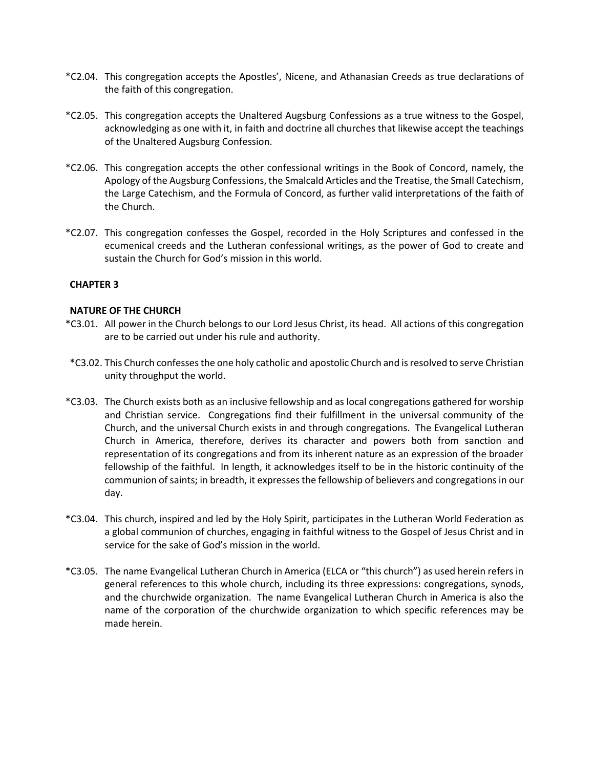*C2.04. This congregation accepts the Apostles', Nicene, and Athanasian Creeds as true declarations of the faith of this congregation.

*C2.05. This congregation accepts the Unaltered Augsburg Confessions as a true witness to the Gospel, acknowledging as one with it, in faith and doctrine all churches that likewise accept the teachings of the Unaltered Augsburg Confession.

*C2.06. This congregation accepts the other confessional writings in the Book of Concord, namely, the Apology of the Augsburg Confessions, the Smalcald Articles and the Treatise, the Small Catechism, the Large Catechism, and the Formula of Concord, as further valid interpretations of the faith of the Church.

*C2.07. This congregation confesses the Gospel, recorded in the Holy Scriptures and confessed in the ecumenical creeds and the Lutheran confessional writings, as the power of God to create and sustain the Church for God's mission in this world.

**CHAPTER 3**

**NATURE OF THE CHURCH**

*C3.01. All power in the Church belongs to our Lord Jesus Christ, its head. All actions of this congregation are to be carried out under his rule and authority.

*C3.02. This Church confesses the one holy catholic and apostolic Church and is resolved to serve Christian unity throughput the world.

*C3.03. The Church exists both as an inclusive fellowship and as local congregations gathered for worship and Christian service. Congregations find their fulfillment in the universal community of the Church, and the universal Church exists in and through congregations. The Evangelical Lutheran Church in America, therefore, derives its character and powers both from sanction and representation of its congregations and from its inherent nature as an expression of the broader fellowship of the faithful. In length, it acknowledges itself to be in the historic continuity of the communion of saints; in breadth, it expresses the fellowship of believers and congregations in our day.

*C3.04. This church, inspired and led by the Holy Spirit, participates in the Lutheran World Federation as a global communion of churches, engaging in faithful witness to the Gospel of Jesus Christ and in service for the sake of God's mission in the world.

*C3.05. The name Evangelical Lutheran Church in America (ELCA or "this church") as used herein refers in general references to this whole church, including its three expressions: congregations, synods, and the churchwide organization. The name Evangelical Lutheran Church in America is also the name of the corporation of the churchwide organization to which specific references may be made herein.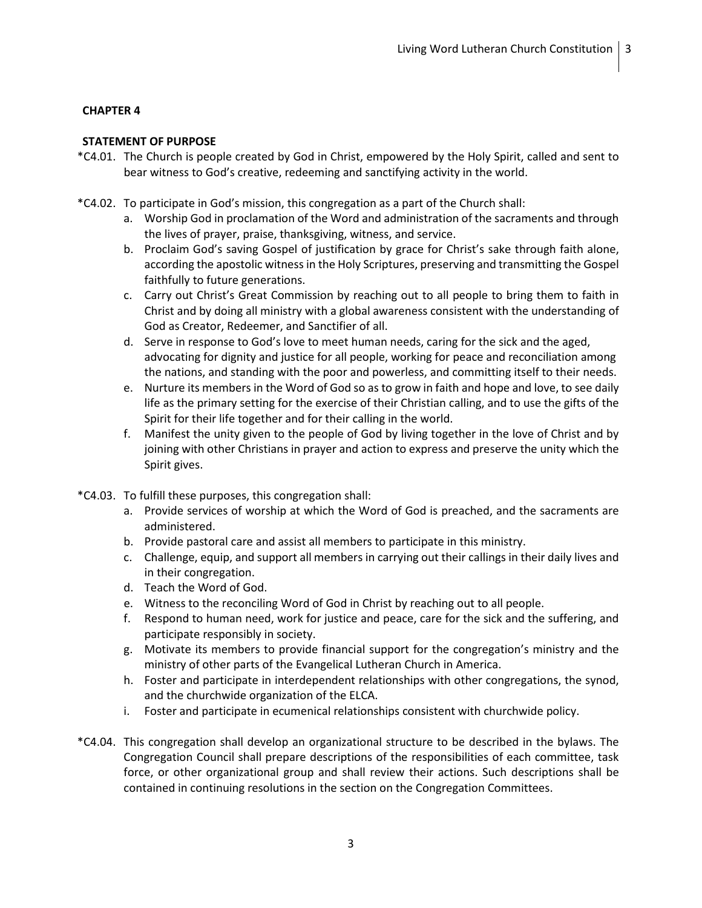## CHAPTER 4

### STATEMENT OF PURPOSE

*C4.01. The Church is people created by God in Christ, empowered by the Holy Spirit, called and sent to bear witness to God's creative, redeeming and sanctifying activity in the world.

*C4.02. To participate in God's mission, this congregation as a part of the Church shall:

a. Worship God in proclamation of the Word and administration of the sacraments and through the lives of prayer, praise, thanksgiving, witness, and service.
b. Proclaim God's saving Gospel of justification by grace for Christ's sake through faith alone, according the apostolic witness in the Holy Scriptures, preserving and transmitting the Gospel faithfully to future generations.
c. Carry out Christ's Great Commission by reaching out to all people to bring them to faith in Christ and by doing all ministry with a global awareness consistent with the understanding of God as Creator, Redeemer, and Sanctifier of all.
d. Serve in response to God's love to meet human needs, caring for the sick and the aged, advocating for dignity and justice for all people, working for peace and reconciliation among the nations, and standing with the poor and powerless, and committing itself to their needs.
e. Nurture its members in the Word of God so as to grow in faith and hope and love, to see daily life as the primary setting for the exercise of their Christian calling, and to use the gifts of the Spirit for their life together and for their calling in the world.
f. Manifest the unity given to the people of God by living together in the love of Christ and by joining with other Christians in prayer and action to express and preserve the unity which the Spirit gives.

*C4.03. To fulfill these purposes, this congregation shall:

a. Provide services of worship at which the Word of God is preached, and the sacraments are administered.
b. Provide pastoral care and assist all members to participate in this ministry.
c. Challenge, equip, and support all members in carrying out their callings in their daily lives and in their congregation.
d. Teach the Word of God.
e. Witness to the reconciling Word of God in Christ by reaching out to all people.
f. Respond to human need, work for justice and peace, care for the sick and the suffering, and participate responsibly in society.
g. Motivate its members to provide financial support for the congregation's ministry and the ministry of other parts of the Evangelical Lutheran Church in America.
h. Foster and participate in interdependent relationships with other congregations, the synod, and the churchwide organization of the ELCA.
i. Foster and participate in ecumenical relationships consistent with churchwide policy.

*C4.04. This congregation shall develop an organizational structure to be described in the bylaws. The Congregation Council shall prepare descriptions of the responsibilities of each committee, task force, or other organizational group and shall review their actions. Such descriptions shall be contained in continuing resolutions in the section on the Congregation Committees.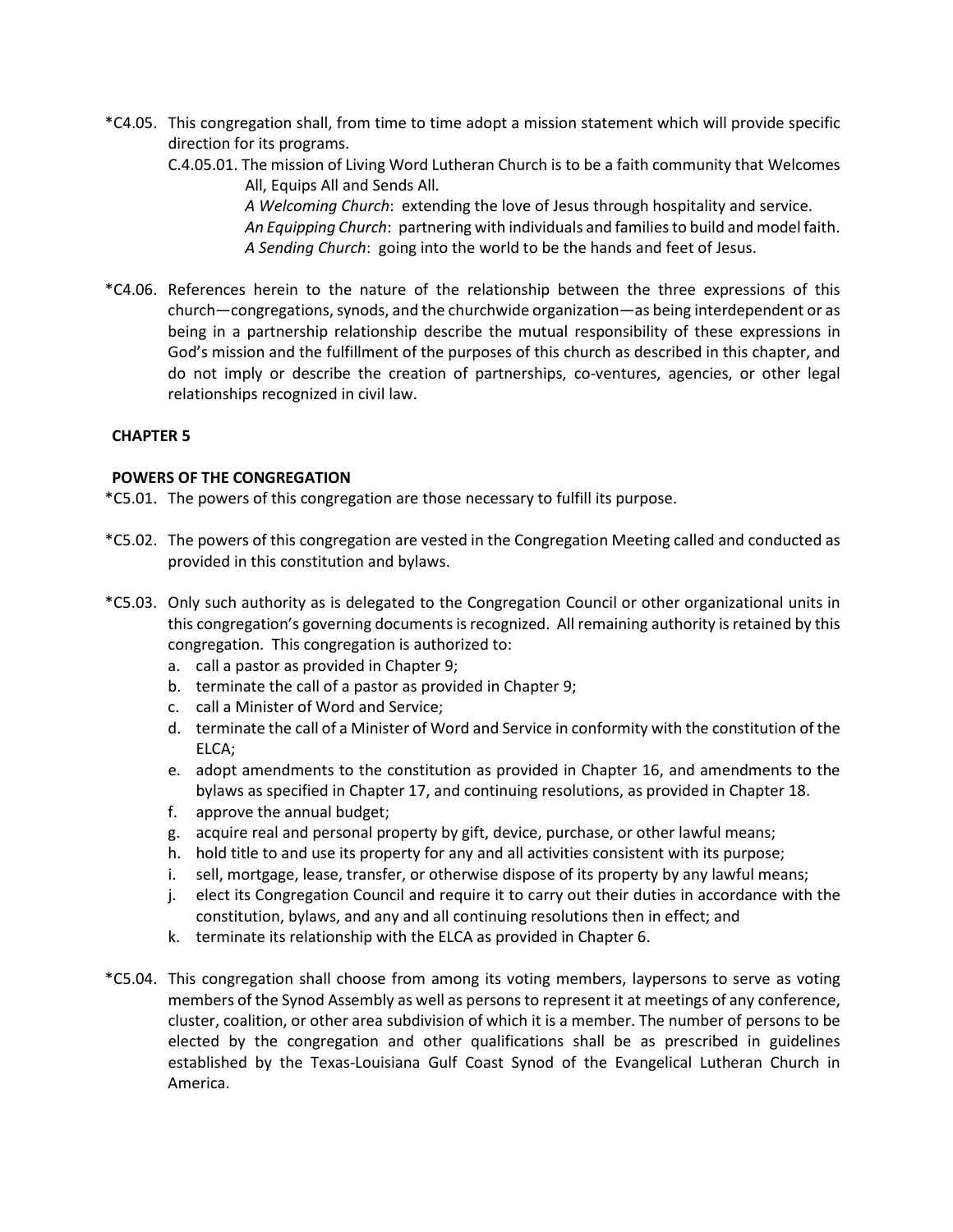*C4.05. This congregation shall, from time to time adopt a mission statement which will provide specific direction for its programs.

C.4.05.01. The mission of Living Word Lutheran Church is to be a faith community that Welcomes All, Equips All and Sends All.

*A Welcoming Church*: extending the love of Jesus through hospitality and service.
*An Equipping Church*: partnering with individuals and families to build and model faith.
*A Sending Church*: going into the world to be the hands and feet of Jesus.

*C4.06. References herein to the nature of the relationship between the three expressions of this church—congregations, synods, and the churchwide organization—as being interdependent or as being in a partnership relationship describe the mutual responsibility of these expressions in God's mission and the fulfillment of the purposes of this church as described in this chapter, and do not imply or describe the creation of partnerships, co-ventures, agencies, or other legal relationships recognized in civil law.

## CHAPTER 5

### POWERS OF THE CONGREGATION

*C5.01. The powers of this congregation are those necessary to fulfill its purpose.

*C5.02. The powers of this congregation are vested in the Congregation Meeting called and conducted as provided in this constitution and bylaws.

*C5.03. Only such authority as is delegated to the Congregation Council or other organizational units in this congregation's governing documents is recognized. All remaining authority is retained by this congregation. This congregation is authorized to:

a. call a pastor as provided in Chapter 9;
b. terminate the call of a pastor as provided in Chapter 9;
c. call a Minister of Word and Service;
d. terminate the call of a Minister of Word and Service in conformity with the constitution of the ELCA;
e. adopt amendments to the constitution as provided in Chapter 16, and amendments to the bylaws as specified in Chapter 17, and continuing resolutions, as provided in Chapter 18.
f. approve the annual budget;
g. acquire real and personal property by gift, device, purchase, or other lawful means;
h. hold title to and use its property for any and all activities consistent with its purpose;
i. sell, mortgage, lease, transfer, or otherwise dispose of its property by any lawful means;
j. elect its Congregation Council and require it to carry out their duties in accordance with the constitution, bylaws, and any and all continuing resolutions then in effect; and
k. terminate its relationship with the ELCA as provided in Chapter 6.

*C5.04. This congregation shall choose from among its voting members, laypersons to serve as voting members of the Synod Assembly as well as persons to represent it at meetings of any conference, cluster, coalition, or other area subdivision of which it is a member. The number of persons to be elected by the congregation and other qualifications shall be as prescribed in guidelines established by the Texas-Louisiana Gulf Coast Synod of the Evangelical Lutheran Church in America.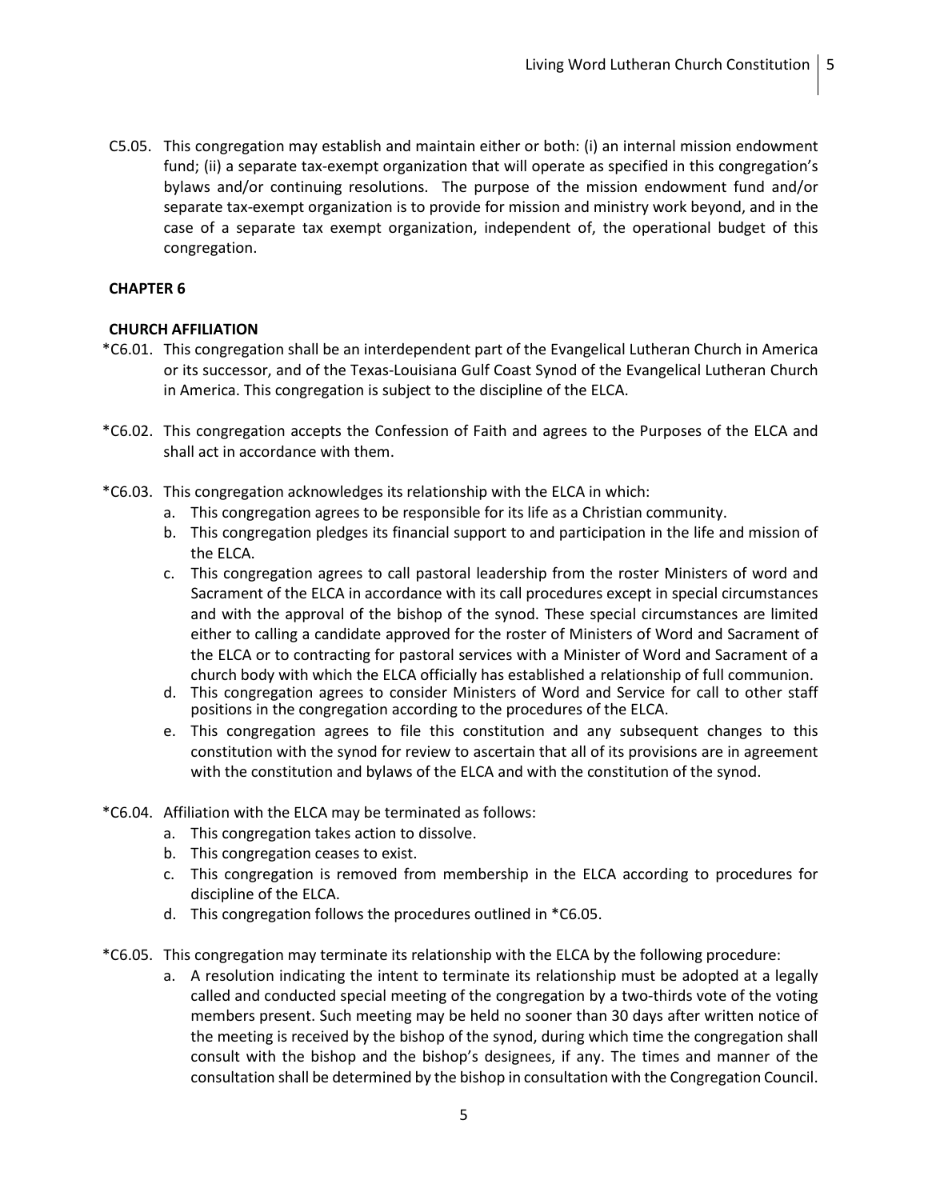C5.05. This congregation may establish and maintain either or both: (i) an internal mission endowment fund; (ii) a separate tax-exempt organization that will operate as specified in this congregation's bylaws and/or continuing resolutions. The purpose of the mission endowment fund and/or separate tax-exempt organization is to provide for mission and ministry work beyond, and in the case of a separate tax exempt organization, independent of, the operational budget of this congregation.

**CHAPTER 6**

**CHURCH AFFILIATION**

*C6.01. This congregation shall be an interdependent part of the Evangelical Lutheran Church in America or its successor, and of the Texas-Louisiana Gulf Coast Synod of the Evangelical Lutheran Church in America. This congregation is subject to the discipline of the ELCA.

*C6.02. This congregation accepts the Confession of Faith and agrees to the Purposes of the ELCA and shall act in accordance with them.

*C6.03. This congregation acknowledges its relationship with the ELCA in which:

a. This congregation agrees to be responsible for its life as a Christian community.
b. This congregation pledges its financial support to and participation in the life and mission of the ELCA.
c. This congregation agrees to call pastoral leadership from the roster Ministers of word and Sacrament of the ELCA in accordance with its call procedures except in special circumstances and with the approval of the bishop of the synod. These special circumstances are limited either to calling a candidate approved for the roster of Ministers of Word and Sacrament of the ELCA or to contracting for pastoral services with a Minister of Word and Sacrament of a church body with which the ELCA officially has established a relationship of full communion.
d. This congregation agrees to consider Ministers of Word and Service for call to other staff positions in the congregation according to the procedures of the ELCA.
e. This congregation agrees to file this constitution and any subsequent changes to this constitution with the synod for review to ascertain that all of its provisions are in agreement with the constitution and bylaws of the ELCA and with the constitution of the synod.

*C6.04. Affiliation with the ELCA may be terminated as follows:

a. This congregation takes action to dissolve.
b. This congregation ceases to exist.
c. This congregation is removed from membership in the ELCA according to procedures for discipline of the ELCA.
d. This congregation follows the procedures outlined in *C6.05.

*C6.05. This congregation may terminate its relationship with the ELCA by the following procedure:

a. A resolution indicating the intent to terminate its relationship must be adopted at a legally called and conducted special meeting of the congregation by a two-thirds vote of the voting members present. Such meeting may be held no sooner than 30 days after written notice of the meeting is received by the bishop of the synod, during which time the congregation shall consult with the bishop and the bishop's designees, if any. The times and manner of the consultation shall be determined by the bishop in consultation with the Congregation Council.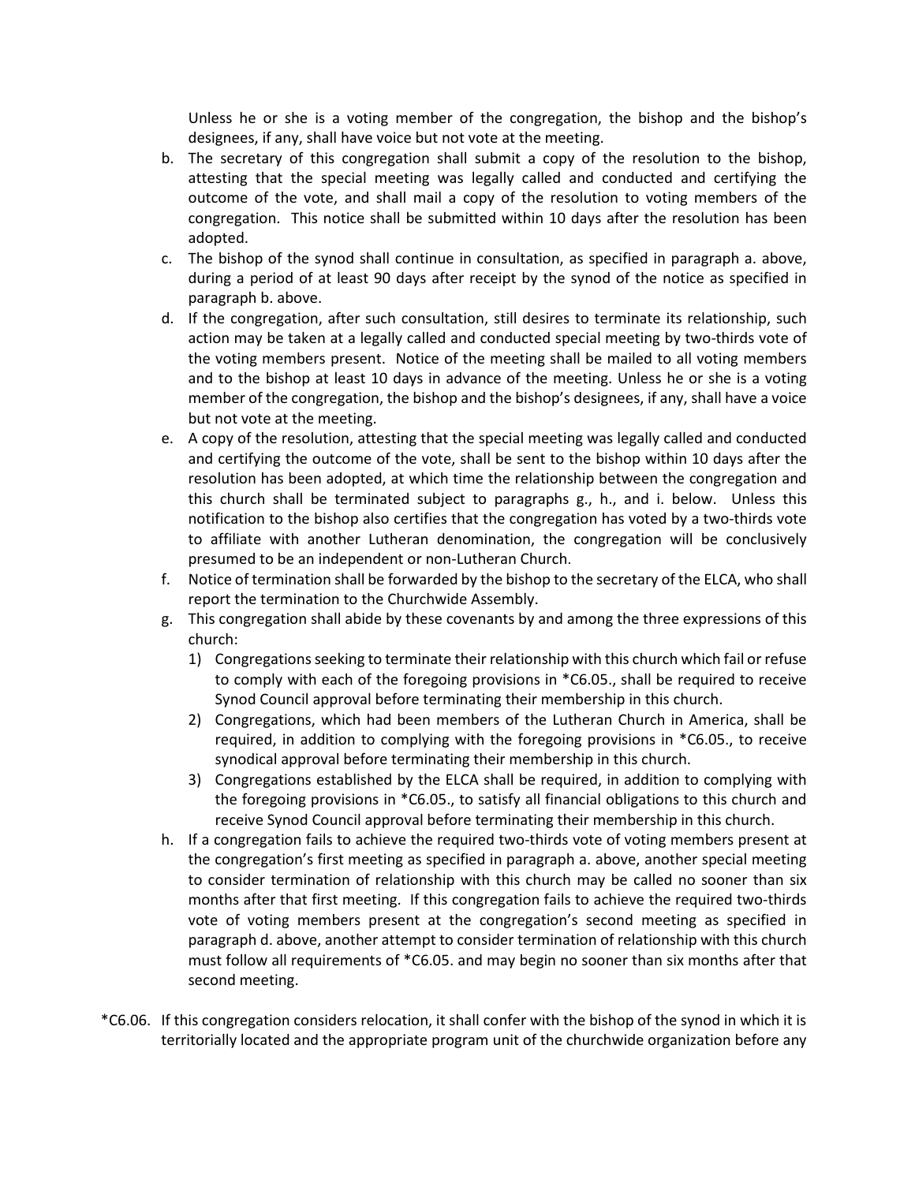Unless he or she is a voting member of the congregation, the bishop and the bishop's designees, if any, shall have voice but not vote at the meeting.

b. The secretary of this congregation shall submit a copy of the resolution to the bishop, attesting that the special meeting was legally called and conducted and certifying the outcome of the vote, and shall mail a copy of the resolution to voting members of the congregation. This notice shall be submitted within 10 days after the resolution has been adopted.

c. The bishop of the synod shall continue in consultation, as specified in paragraph a. above, during a period of at least 90 days after receipt by the synod of the notice as specified in paragraph b. above.

d. If the congregation, after such consultation, still desires to terminate its relationship, such action may be taken at a legally called and conducted special meeting by two-thirds vote of the voting members present. Notice of the meeting shall be mailed to all voting members and to the bishop at least 10 days in advance of the meeting. Unless he or she is a voting member of the congregation, the bishop and the bishop's designees, if any, shall have a voice but not vote at the meeting.

e. A copy of the resolution, attesting that the special meeting was legally called and conducted and certifying the outcome of the vote, shall be sent to the bishop within 10 days after the resolution has been adopted, at which time the relationship between the congregation and this church shall be terminated subject to paragraphs g., h., and i. below. Unless this notification to the bishop also certifies that the congregation has voted by a two-thirds vote to affiliate with another Lutheran denomination, the congregation will be conclusively presumed to be an independent or non-Lutheran Church.

f. Notice of termination shall be forwarded by the bishop to the secretary of the ELCA, who shall report the termination to the Churchwide Assembly.

g. This congregation shall abide by these covenants by and among the three expressions of this church:

   1) Congregations seeking to terminate their relationship with this church which fail or refuse to comply with each of the foregoing provisions in *C6.05., shall be required to receive Synod Council approval before terminating their membership in this church.
   2) Congregations, which had been members of the Lutheran Church in America, shall be required, in addition to complying with the foregoing provisions in *C6.05., to receive synodical approval before terminating their membership in this church.
   3) Congregations established by the ELCA shall be required, in addition to complying with the foregoing provisions in *C6.05., to satisfy all financial obligations to this church and receive Synod Council approval before terminating their membership in this church.

h. If a congregation fails to achieve the required two-thirds vote of voting members present at the congregation's first meeting as specified in paragraph a. above, another special meeting to consider termination of relationship with this church may be called no sooner than six months after that first meeting. If this congregation fails to achieve the required two-thirds vote of voting members present at the congregation's second meeting as specified in paragraph d. above, another attempt to consider termination of relationship with this church must follow all requirements of *C6.05. and may begin no sooner than six months after that second meeting.

*C6.06. If this congregation considers relocation, it shall confer with the bishop of the synod in which it is territorially located and the appropriate program unit of the churchwide organization before any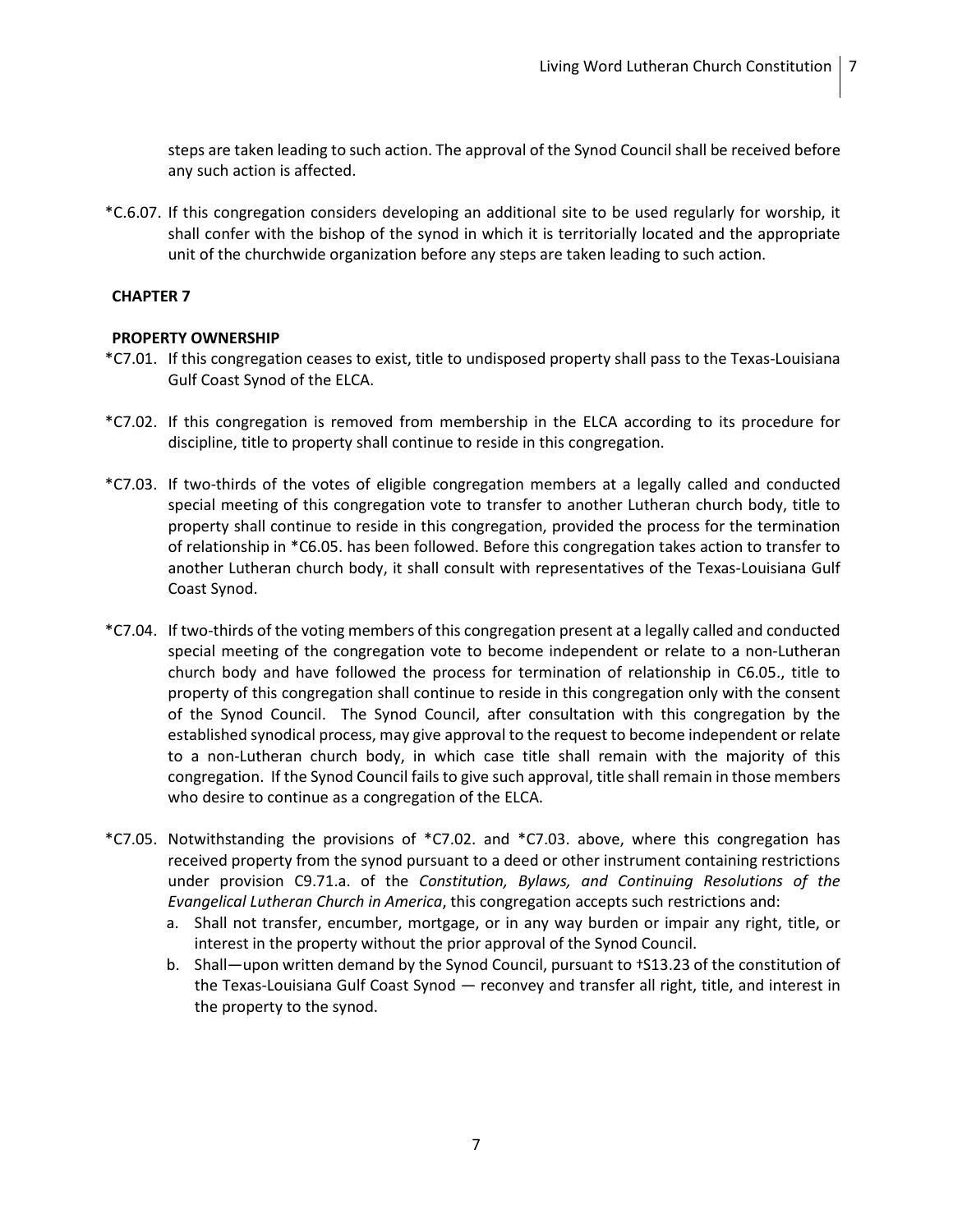steps are taken leading to such action. The approval of the Synod Council shall be received before any such action is affected.

*C.6.07. If this congregation considers developing an additional site to be used regularly for worship, it shall confer with the bishop of the synod in which it is territorially located and the appropriate unit of the churchwide organization before any steps are taken leading to such action.

## CHAPTER 7

### PROPERTY OWNERSHIP

*C7.01. If this congregation ceases to exist, title to undisposed property shall pass to the Texas-Louisiana Gulf Coast Synod of the ELCA.

*C7.02. If this congregation is removed from membership in the ELCA according to its procedure for discipline, title to property shall continue to reside in this congregation.

*C7.03. If two-thirds of the votes of eligible congregation members at a legally called and conducted special meeting of this congregation vote to transfer to another Lutheran church body, title to property shall continue to reside in this congregation, provided the process for the termination of relationship in *C6.05. has been followed. Before this congregation takes action to transfer to another Lutheran church body, it shall consult with representatives of the Texas-Louisiana Gulf Coast Synod.

*C7.04. If two-thirds of the voting members of this congregation present at a legally called and conducted special meeting of the congregation vote to become independent or relate to a non-Lutheran church body and have followed the process for termination of relationship in C6.05., title to property of this congregation shall continue to reside in this congregation only with the consent of the Synod Council. The Synod Council, after consultation with this congregation by the established synodical process, may give approval to the request to become independent or relate to a non-Lutheran church body, in which case title shall remain with the majority of this congregation. If the Synod Council fails to give such approval, title shall remain in those members who desire to continue as a congregation of the ELCA.

*C7.05. Notwithstanding the provisions of *C7.02. and *C7.03. above, where this congregation has received property from the synod pursuant to a deed or other instrument containing restrictions under provision C9.71.a. of the *Constitution, Bylaws, and Continuing Resolutions of the Evangelical Lutheran Church in America*, this congregation accepts such restrictions and:

a. Shall not transfer, encumber, mortgage, or in any way burden or impair any right, title, or interest in the property without the prior approval of the Synod Council.
b. Shall—upon written demand by the Synod Council, pursuant to †S13.23 of the constitution of the Texas-Louisiana Gulf Coast Synod — reconvey and transfer all right, title, and interest in the property to the synod.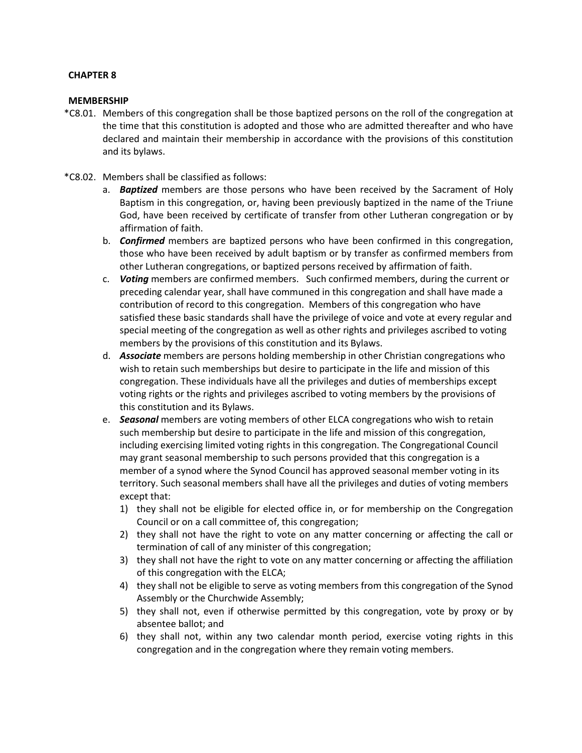## CHAPTER 8

### MEMBERSHIP

*C8.01. Members of this congregation shall be those baptized persons on the roll of the congregation at the time that this constitution is adopted and those who are admitted thereafter and who have declared and maintain their membership in accordance with the provisions of this constitution and its bylaws.

*C8.02. Members shall be classified as follows:

a. ***Baptized*** members are those persons who have been received by the Sacrament of Holy Baptism in this congregation, or, having been previously baptized in the name of the Triune God, have been received by certificate of transfer from other Lutheran congregation or by affirmation of faith.

b. ***Confirmed*** members are baptized persons who have been confirmed in this congregation, those who have been received by adult baptism or by transfer as confirmed members from other Lutheran congregations, or baptized persons received by affirmation of faith.

c. ***Voting*** members are confirmed members. Such confirmed members, during the current or preceding calendar year, shall have communed in this congregation and shall have made a contribution of record to this congregation. Members of this congregation who have satisfied these basic standards shall have the privilege of voice and vote at every regular and special meeting of the congregation as well as other rights and privileges ascribed to voting members by the provisions of this constitution and its Bylaws.

d. ***Associate*** members are persons holding membership in other Christian congregations who wish to retain such memberships but desire to participate in the life and mission of this congregation. These individuals have all the privileges and duties of memberships except voting rights or the rights and privileges ascribed to voting members by the provisions of this constitution and its Bylaws.

e. ***Seasonal*** members are voting members of other ELCA congregations who wish to retain such membership but desire to participate in the life and mission of this congregation, including exercising limited voting rights in this congregation. The Congregational Council may grant seasonal membership to such persons provided that this congregation is a member of a synod where the Synod Council has approved seasonal member voting in its territory. Such seasonal members shall have all the privileges and duties of voting members except that:

   1) they shall not be eligible for elected office in, or for membership on the Congregation Council or on a call committee of, this congregation;
   2) they shall not have the right to vote on any matter concerning or affecting the call or termination of call of any minister of this congregation;
   3) they shall not have the right to vote on any matter concerning or affecting the affiliation of this congregation with the ELCA;
   4) they shall not be eligible to serve as voting members from this congregation of the Synod Assembly or the Churchwide Assembly;
   5) they shall not, even if otherwise permitted by this congregation, vote by proxy or by absentee ballot; and
   6) they shall not, within any two calendar month period, exercise voting rights in this congregation and in the congregation where they remain voting members.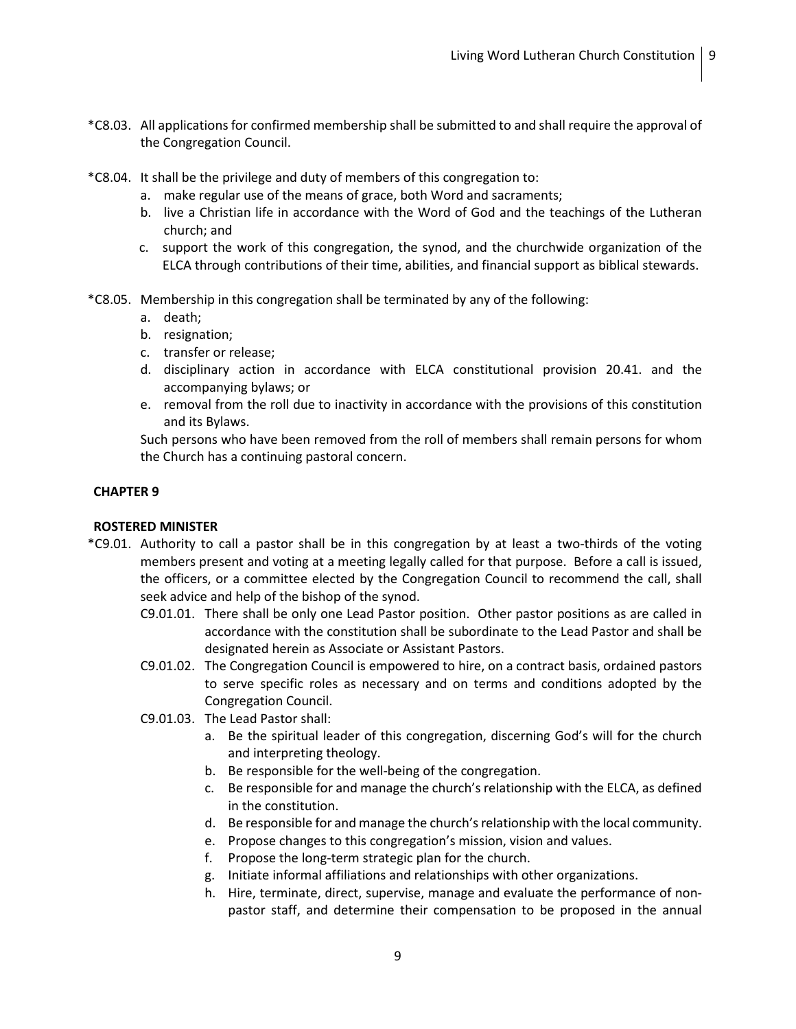*C8.03. All applications for confirmed membership shall be submitted to and shall require the approval of the Congregation Council.

*C8.04. It shall be the privilege and duty of members of this congregation to:

a. make regular use of the means of grace, both Word and sacraments;
b. live a Christian life in accordance with the Word of God and the teachings of the Lutheran church; and
c. support the work of this congregation, the synod, and the churchwide organization of the ELCA through contributions of their time, abilities, and financial support as biblical stewards.

*C8.05. Membership in this congregation shall be terminated by any of the following:

a. death;
b. resignation;
c. transfer or release;
d. disciplinary action in accordance with ELCA constitutional provision 20.41. and the accompanying bylaws; or
e. removal from the roll due to inactivity in accordance with the provisions of this constitution and its Bylaws.

Such persons who have been removed from the roll of members shall remain persons for whom the Church has a continuing pastoral concern.

## CHAPTER 9

## ROSTERED MINISTER

*C9.01. Authority to call a pastor shall be in this congregation by at least a two-thirds of the voting members present and voting at a meeting legally called for that purpose. Before a call is issued, the officers, or a committee elected by the Congregation Council to recommend the call, shall seek advice and help of the bishop of the synod.

C9.01.01. There shall be only one Lead Pastor position. Other pastor positions as are called in accordance with the constitution shall be subordinate to the Lead Pastor and shall be designated herein as Associate or Assistant Pastors.

C9.01.02. The Congregation Council is empowered to hire, on a contract basis, ordained pastors to serve specific roles as necessary and on terms and conditions adopted by the Congregation Council.

C9.01.03. The Lead Pastor shall:

a. Be the spiritual leader of this congregation, discerning God's will for the church and interpreting theology.
b. Be responsible for the well-being of the congregation.
c. Be responsible for and manage the church's relationship with the ELCA, as defined in the constitution.
d. Be responsible for and manage the church's relationship with the local community.
e. Propose changes to this congregation's mission, vision and values.
f. Propose the long-term strategic plan for the church.
g. Initiate informal affiliations and relationships with other organizations.
h. Hire, terminate, direct, supervise, manage and evaluate the performance of non-pastor staff, and determine their compensation to be proposed in the annual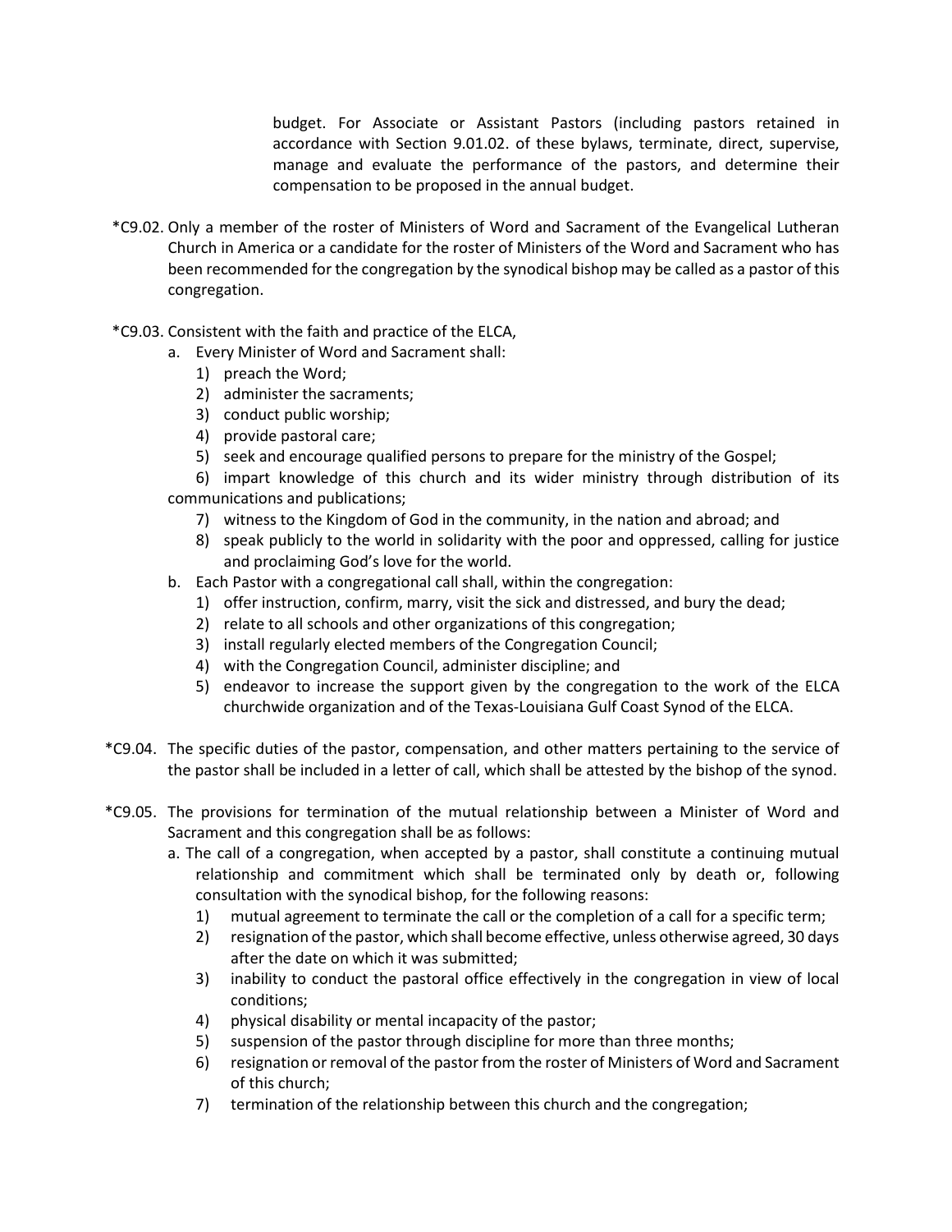budget. For Associate or Assistant Pastors (including pastors retained in accordance with Section 9.01.02. of these bylaws, terminate, direct, supervise, manage and evaluate the performance of the pastors, and determine their compensation to be proposed in the annual budget.

*C9.02. Only a member of the roster of Ministers of Word and Sacrament of the Evangelical Lutheran Church in America or a candidate for the roster of Ministers of the Word and Sacrament who has been recommended for the congregation by the synodical bishop may be called as a pastor of this congregation.

*C9.03. Consistent with the faith and practice of the ELCA,

a. Every Minister of Word and Sacrament shall:
   1) preach the Word;
   2) administer the sacraments;
   3) conduct public worship;
   4) provide pastoral care;
   5) seek and encourage qualified persons to prepare for the ministry of the Gospel;
   6) impart knowledge of this church and its wider ministry through distribution of its communications and publications;
   7) witness to the Kingdom of God in the community, in the nation and abroad; and
   8) speak publicly to the world in solidarity with the poor and oppressed, calling for justice and proclaiming God's love for the world.
b. Each Pastor with a congregational call shall, within the congregation:
   1) offer instruction, confirm, marry, visit the sick and distressed, and bury the dead;
   2) relate to all schools and other organizations of this congregation;
   3) install regularly elected members of the Congregation Council;
   4) with the Congregation Council, administer discipline; and
   5) endeavor to increase the support given by the congregation to the work of the ELCA churchwide organization and of the Texas-Louisiana Gulf Coast Synod of the ELCA.

*C9.04. The specific duties of the pastor, compensation, and other matters pertaining to the service of the pastor shall be included in a letter of call, which shall be attested by the bishop of the synod.

*C9.05. The provisions for termination of the mutual relationship between a Minister of Word and Sacrament and this congregation shall be as follows:

a. The call of a congregation, when accepted by a pastor, shall constitute a continuing mutual relationship and commitment which shall be terminated only by death or, following consultation with the synodical bishop, for the following reasons:
   1) mutual agreement to terminate the call or the completion of a call for a specific term;
   2) resignation of the pastor, which shall become effective, unless otherwise agreed, 30 days after the date on which it was submitted;
   3) inability to conduct the pastoral office effectively in the congregation in view of local conditions;
   4) physical disability or mental incapacity of the pastor;
   5) suspension of the pastor through discipline for more than three months;
   6) resignation or removal of the pastor from the roster of Ministers of Word and Sacrament of this church;
   7) termination of the relationship between this church and the congregation;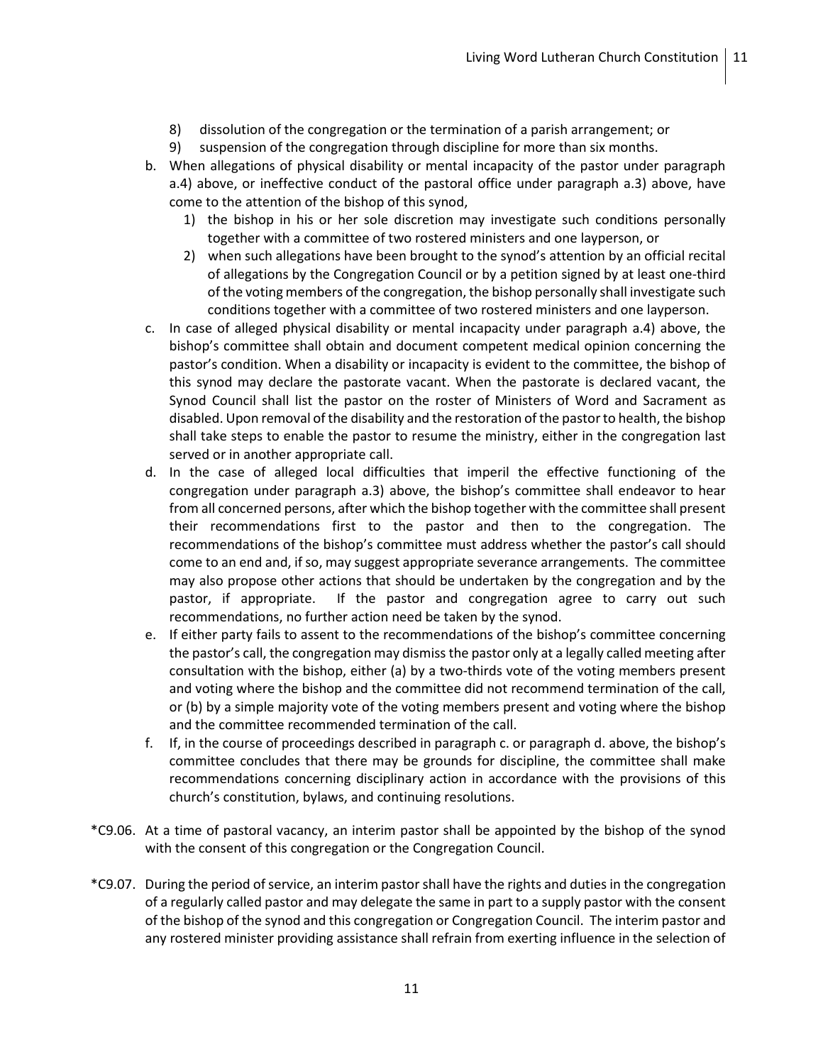8) dissolution of the congregation or the termination of a parish arrangement; or
9) suspension of the congregation through discipline for more than six months.

b. When allegations of physical disability or mental incapacity of the pastor under paragraph a.4) above, or ineffective conduct of the pastoral office under paragraph a.3) above, have come to the attention of the bishop of this synod,
   1) the bishop in his or her sole discretion may investigate such conditions personally together with a committee of two rostered ministers and one layperson, or
   2) when such allegations have been brought to the synod's attention by an official recital of allegations by the Congregation Council or by a petition signed by at least one-third of the voting members of the congregation, the bishop personally shall investigate such conditions together with a committee of two rostered ministers and one layperson.

c. In case of alleged physical disability or mental incapacity under paragraph a.4) above, the bishop's committee shall obtain and document competent medical opinion concerning the pastor's condition. When a disability or incapacity is evident to the committee, the bishop of this synod may declare the pastorate vacant. When the pastorate is declared vacant, the Synod Council shall list the pastor on the roster of Ministers of Word and Sacrament as disabled. Upon removal of the disability and the restoration of the pastor to health, the bishop shall take steps to enable the pastor to resume the ministry, either in the congregation last served or in another appropriate call.

d. In the case of alleged local difficulties that imperil the effective functioning of the congregation under paragraph a.3) above, the bishop's committee shall endeavor to hear from all concerned persons, after which the bishop together with the committee shall present their recommendations first to the pastor and then to the congregation. The recommendations of the bishop's committee must address whether the pastor's call should come to an end and, if so, may suggest appropriate severance arrangements. The committee may also propose other actions that should be undertaken by the congregation and by the pastor, if appropriate. If the pastor and congregation agree to carry out such recommendations, no further action need be taken by the synod.

e. If either party fails to assent to the recommendations of the bishop's committee concerning the pastor's call, the congregation may dismiss the pastor only at a legally called meeting after consultation with the bishop, either (a) by a two-thirds vote of the voting members present and voting where the bishop and the committee did not recommend termination of the call, or (b) by a simple majority vote of the voting members present and voting where the bishop and the committee recommended termination of the call.

f. If, in the course of proceedings described in paragraph c. or paragraph d. above, the bishop's committee concludes that there may be grounds for discipline, the committee shall make recommendations concerning disciplinary action in accordance with the provisions of this church's constitution, bylaws, and continuing resolutions.

*C9.06. At a time of pastoral vacancy, an interim pastor shall be appointed by the bishop of the synod with the consent of this congregation or the Congregation Council.

*C9.07. During the period of service, an interim pastor shall have the rights and duties in the congregation of a regularly called pastor and may delegate the same in part to a supply pastor with the consent of the bishop of the synod and this congregation or Congregation Council. The interim pastor and any rostered minister providing assistance shall refrain from exerting influence in the selection of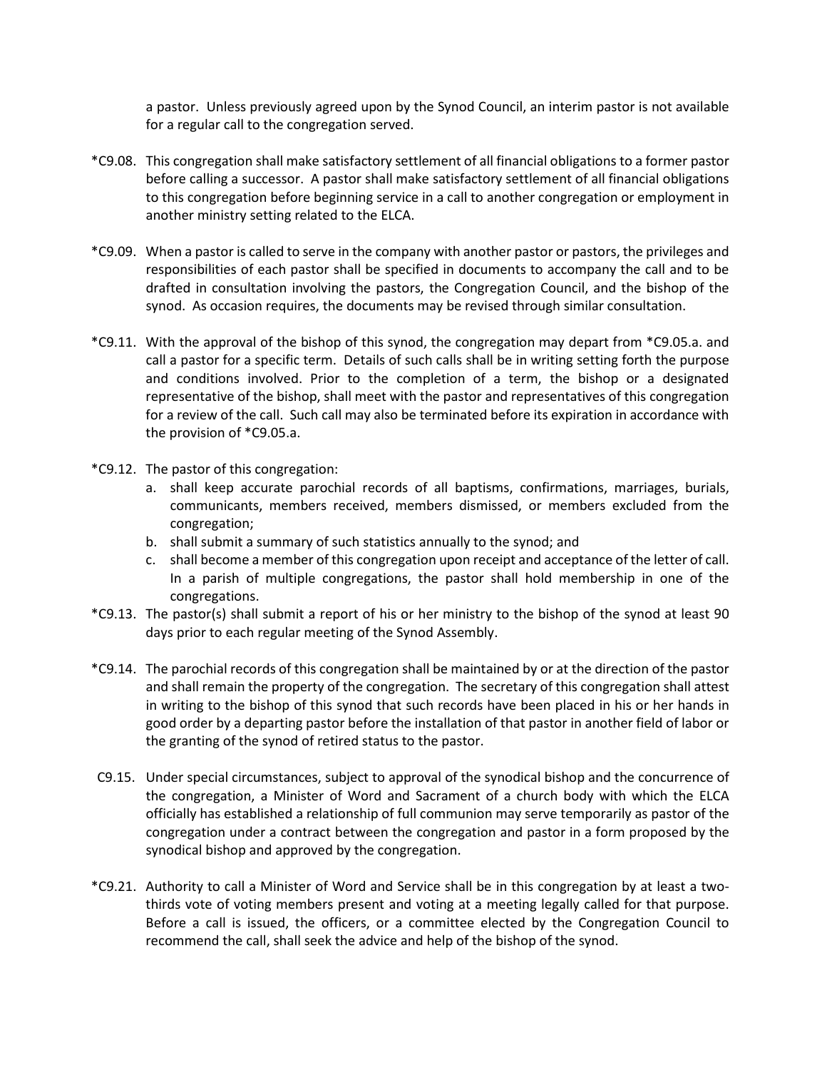a pastor. Unless previously agreed upon by the Synod Council, an interim pastor is not available for a regular call to the congregation served.

*C9.08. This congregation shall make satisfactory settlement of all financial obligations to a former pastor before calling a successor. A pastor shall make satisfactory settlement of all financial obligations to this congregation before beginning service in a call to another congregation or employment in another ministry setting related to the ELCA.

*C9.09. When a pastor is called to serve in the company with another pastor or pastors, the privileges and responsibilities of each pastor shall be specified in documents to accompany the call and to be drafted in consultation involving the pastors, the Congregation Council, and the bishop of the synod. As occasion requires, the documents may be revised through similar consultation.

*C9.11. With the approval of the bishop of this synod, the congregation may depart from *C9.05.a. and call a pastor for a specific term. Details of such calls shall be in writing setting forth the purpose and conditions involved. Prior to the completion of a term, the bishop or a designated representative of the bishop, shall meet with the pastor and representatives of this congregation for a review of the call. Such call may also be terminated before its expiration in accordance with the provision of *C9.05.a.

*C9.12. The pastor of this congregation:

a. shall keep accurate parochial records of all baptisms, confirmations, marriages, burials, communicants, members received, members dismissed, or members excluded from the congregation;
b. shall submit a summary of such statistics annually to the synod; and
c. shall become a member of this congregation upon receipt and acceptance of the letter of call. In a parish of multiple congregations, the pastor shall hold membership in one of the congregations.

*C9.13. The pastor(s) shall submit a report of his or her ministry to the bishop of the synod at least 90 days prior to each regular meeting of the Synod Assembly.

*C9.14. The parochial records of this congregation shall be maintained by or at the direction of the pastor and shall remain the property of the congregation. The secretary of this congregation shall attest in writing to the bishop of this synod that such records have been placed in his or her hands in good order by a departing pastor before the installation of that pastor in another field of labor or the granting of the synod of retired status to the pastor.

C9.15. Under special circumstances, subject to approval of the synodical bishop and the concurrence of the congregation, a Minister of Word and Sacrament of a church body with which the ELCA officially has established a relationship of full communion may serve temporarily as pastor of the congregation under a contract between the congregation and pastor in a form proposed by the synodical bishop and approved by the congregation.

*C9.21. Authority to call a Minister of Word and Service shall be in this congregation by at least a two-thirds vote of voting members present and voting at a meeting legally called for that purpose. Before a call is issued, the officers, or a committee elected by the Congregation Council to recommend the call, shall seek the advice and help of the bishop of the synod.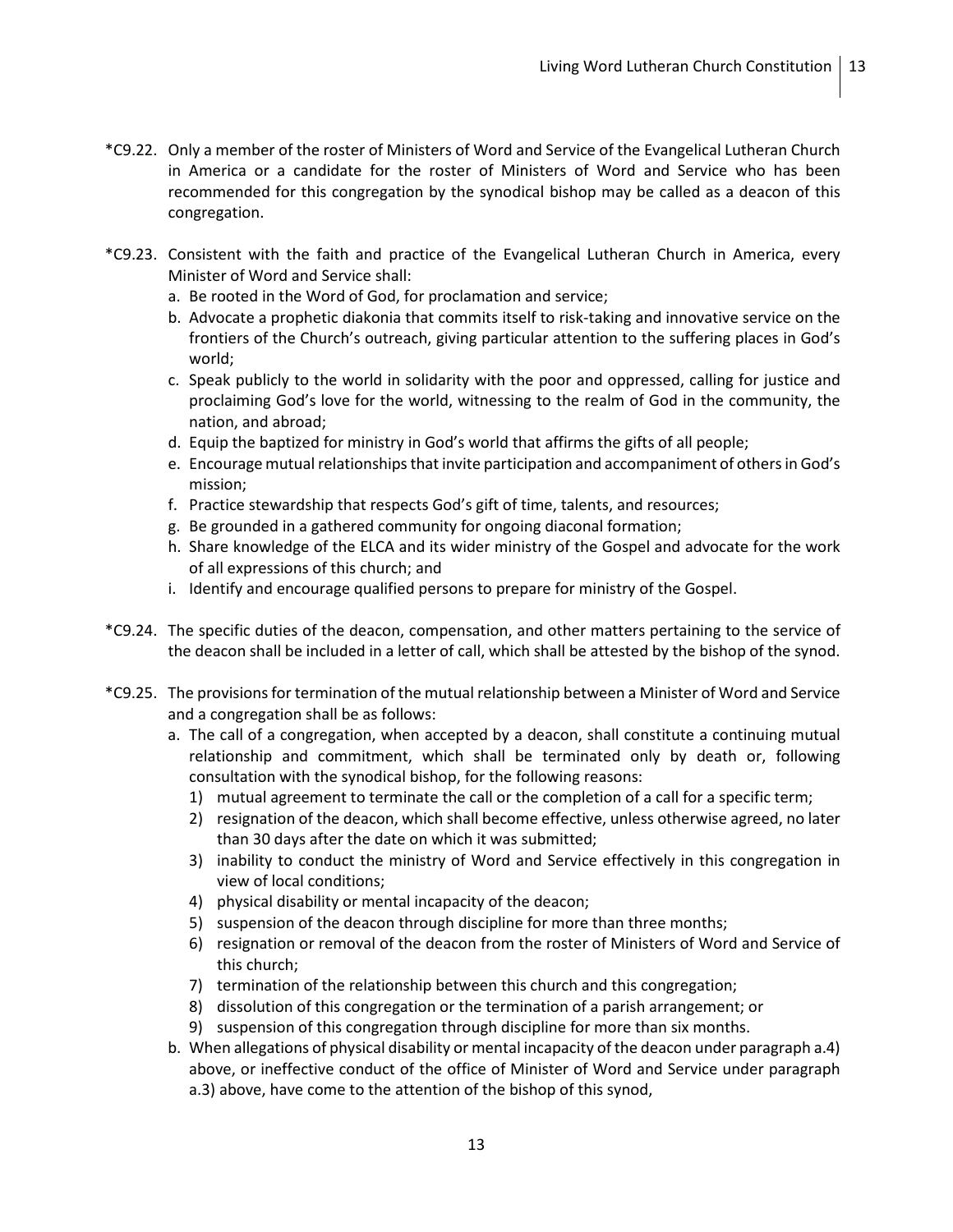*C9.22. Only a member of the roster of Ministers of Word and Service of the Evangelical Lutheran Church in America or a candidate for the roster of Ministers of Word and Service who has been recommended for this congregation by the synodical bishop may be called as a deacon of this congregation.

*C9.23. Consistent with the faith and practice of the Evangelical Lutheran Church in America, every Minister of Word and Service shall:

a. Be rooted in the Word of God, for proclamation and service;
b. Advocate a prophetic diakonia that commits itself to risk-taking and innovative service on the frontiers of the Church's outreach, giving particular attention to the suffering places in God's world;
c. Speak publicly to the world in solidarity with the poor and oppressed, calling for justice and proclaiming God's love for the world, witnessing to the realm of God in the community, the nation, and abroad;
d. Equip the baptized for ministry in God's world that affirms the gifts of all people;
e. Encourage mutual relationships that invite participation and accompaniment of others in God's mission;
f. Practice stewardship that respects God's gift of time, talents, and resources;
g. Be grounded in a gathered community for ongoing diaconal formation;
h. Share knowledge of the ELCA and its wider ministry of the Gospel and advocate for the work of all expressions of this church; and
i. Identify and encourage qualified persons to prepare for ministry of the Gospel.

*C9.24. The specific duties of the deacon, compensation, and other matters pertaining to the service of the deacon shall be included in a letter of call, which shall be attested by the bishop of the synod.

*C9.25. The provisions for termination of the mutual relationship between a Minister of Word and Service and a congregation shall be as follows:

a. The call of a congregation, when accepted by a deacon, shall constitute a continuing mutual relationship and commitment, which shall be terminated only by death or, following consultation with the synodical bishop, for the following reasons:
   1) mutual agreement to terminate the call or the completion of a call for a specific term;
   2) resignation of the deacon, which shall become effective, unless otherwise agreed, no later than 30 days after the date on which it was submitted;
   3) inability to conduct the ministry of Word and Service effectively in this congregation in view of local conditions;
   4) physical disability or mental incapacity of the deacon;
   5) suspension of the deacon through discipline for more than three months;
   6) resignation or removal of the deacon from the roster of Ministers of Word and Service of this church;
   7) termination of the relationship between this church and this congregation;
   8) dissolution of this congregation or the termination of a parish arrangement; or
   9) suspension of this congregation through discipline for more than six months.
b. When allegations of physical disability or mental incapacity of the deacon under paragraph a.4) above, or ineffective conduct of the office of Minister of Word and Service under paragraph a.3) above, have come to the attention of the bishop of this synod,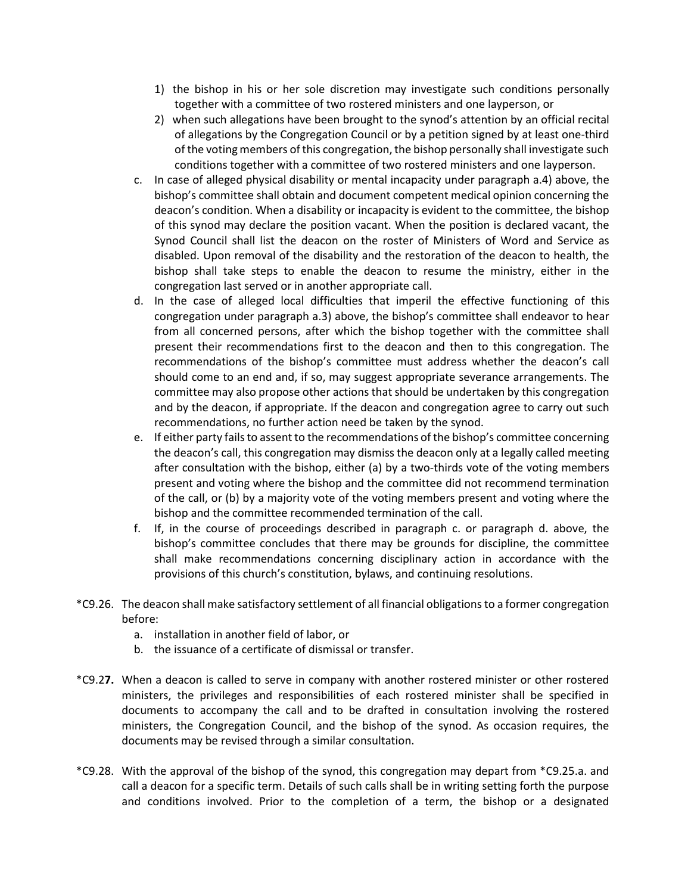1) the bishop in his or her sole discretion may investigate such conditions personally together with a committee of two rostered ministers and one layperson, or
   2) when such allegations have been brought to the synod's attention by an official recital of allegations by the Congregation Council or by a petition signed by at least one-third of the voting members of this congregation, the bishop personally shall investigate such conditions together with a committee of two rostered ministers and one layperson.

c. In case of alleged physical disability or mental incapacity under paragraph a.4) above, the bishop's committee shall obtain and document competent medical opinion concerning the deacon's condition. When a disability or incapacity is evident to the committee, the bishop of this synod may declare the position vacant. When the position is declared vacant, the Synod Council shall list the deacon on the roster of Ministers of Word and Service as disabled. Upon removal of the disability and the restoration of the deacon to health, the bishop shall take steps to enable the deacon to resume the ministry, either in the congregation last served or in another appropriate call.

d. In the case of alleged local difficulties that imperil the effective functioning of this congregation under paragraph a.3) above, the bishop's committee shall endeavor to hear from all concerned persons, after which the bishop together with the committee shall present their recommendations first to the deacon and then to this congregation. The recommendations of the bishop's committee must address whether the deacon's call should come to an end and, if so, may suggest appropriate severance arrangements. The committee may also propose other actions that should be undertaken by this congregation and by the deacon, if appropriate. If the deacon and congregation agree to carry out such recommendations, no further action need be taken by the synod.

e. If either party fails to assent to the recommendations of the bishop's committee concerning the deacon's call, this congregation may dismiss the deacon only at a legally called meeting after consultation with the bishop, either (a) by a two-thirds vote of the voting members present and voting where the bishop and the committee did not recommend termination of the call, or (b) by a majority vote of the voting members present and voting where the bishop and the committee recommended termination of the call.

f. If, in the course of proceedings described in paragraph c. or paragraph d. above, the bishop's committee concludes that there may be grounds for discipline, the committee shall make recommendations concerning disciplinary action in accordance with the provisions of this church's constitution, bylaws, and continuing resolutions.

*C9.26. The deacon shall make satisfactory settlement of all financial obligations to a former congregation before:

a. installation in another field of labor, or
b. the issuance of a certificate of dismissal or transfer.

*C9.2**7.** When a deacon is called to serve in company with another rostered minister or other rostered ministers, the privileges and responsibilities of each rostered minister shall be specified in documents to accompany the call and to be drafted in consultation involving the rostered ministers, the Congregation Council, and the bishop of the synod. As occasion requires, the documents may be revised through a similar consultation.

*C9.28. With the approval of the bishop of the synod, this congregation may depart from *C9.25.a. and call a deacon for a specific term. Details of such calls shall be in writing setting forth the purpose and conditions involved. Prior to the completion of a term, the bishop or a designated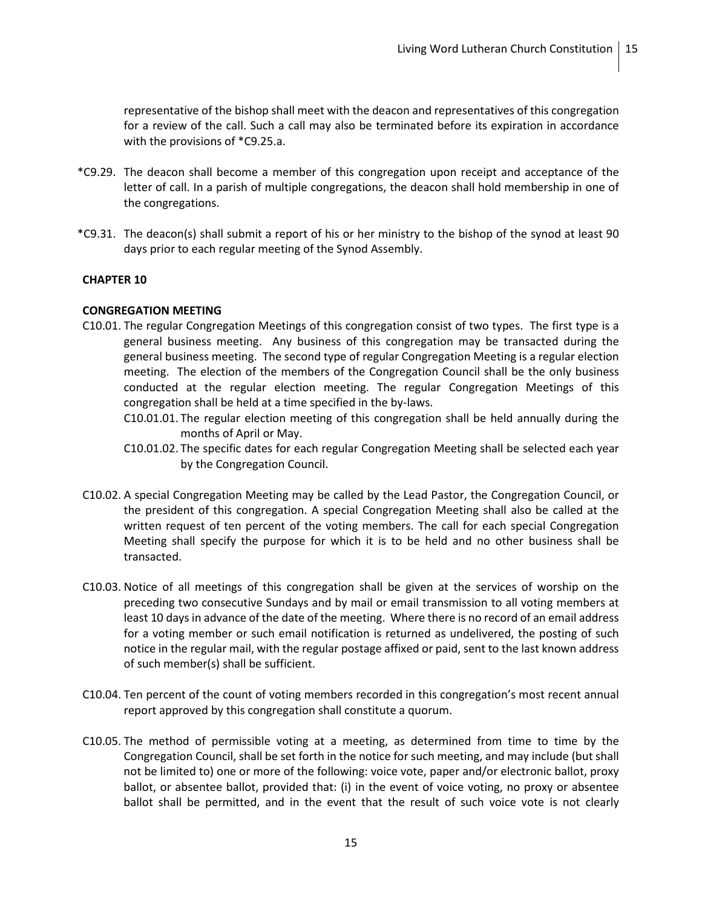representative of the bishop shall meet with the deacon and representatives of this congregation for a review of the call. Such a call may also be terminated before its expiration in accordance with the provisions of *C9.25.a.

*C9.29. The deacon shall become a member of this congregation upon receipt and acceptance of the letter of call. In a parish of multiple congregations, the deacon shall hold membership in one of the congregations.

*C9.31. The deacon(s) shall submit a report of his or her ministry to the bishop of the synod at least 90 days prior to each regular meeting of the Synod Assembly.

**CHAPTER 10**

**CONGREGATION MEETING**

C10.01. The regular Congregation Meetings of this congregation consist of two types. The first type is a general business meeting. Any business of this congregation may be transacted during the general business meeting. The second type of regular Congregation Meeting is a regular election meeting. The election of the members of the Congregation Council shall be the only business conducted at the regular election meeting. The regular Congregation Meetings of this congregation shall be held at a time specified in the by-laws.

C10.01.01. The regular election meeting of this congregation shall be held annually during the months of April or May.

C10.01.02. The specific dates for each regular Congregation Meeting shall be selected each year by the Congregation Council.

C10.02. A special Congregation Meeting may be called by the Lead Pastor, the Congregation Council, or the president of this congregation. A special Congregation Meeting shall also be called at the written request of ten percent of the voting members. The call for each special Congregation Meeting shall specify the purpose for which it is to be held and no other business shall be transacted.

C10.03. Notice of all meetings of this congregation shall be given at the services of worship on the preceding two consecutive Sundays and by mail or email transmission to all voting members at least 10 days in advance of the date of the meeting. Where there is no record of an email address for a voting member or such email notification is returned as undelivered, the posting of such notice in the regular mail, with the regular postage affixed or paid, sent to the last known address of such member(s) shall be sufficient.

C10.04. Ten percent of the count of voting members recorded in this congregation's most recent annual report approved by this congregation shall constitute a quorum.

C10.05. The method of permissible voting at a meeting, as determined from time to time by the Congregation Council, shall be set forth in the notice for such meeting, and may include (but shall not be limited to) one or more of the following: voice vote, paper and/or electronic ballot, proxy ballot, or absentee ballot, provided that: (i) in the event of voice voting, no proxy or absentee ballot shall be permitted, and in the event that the result of such voice vote is not clearly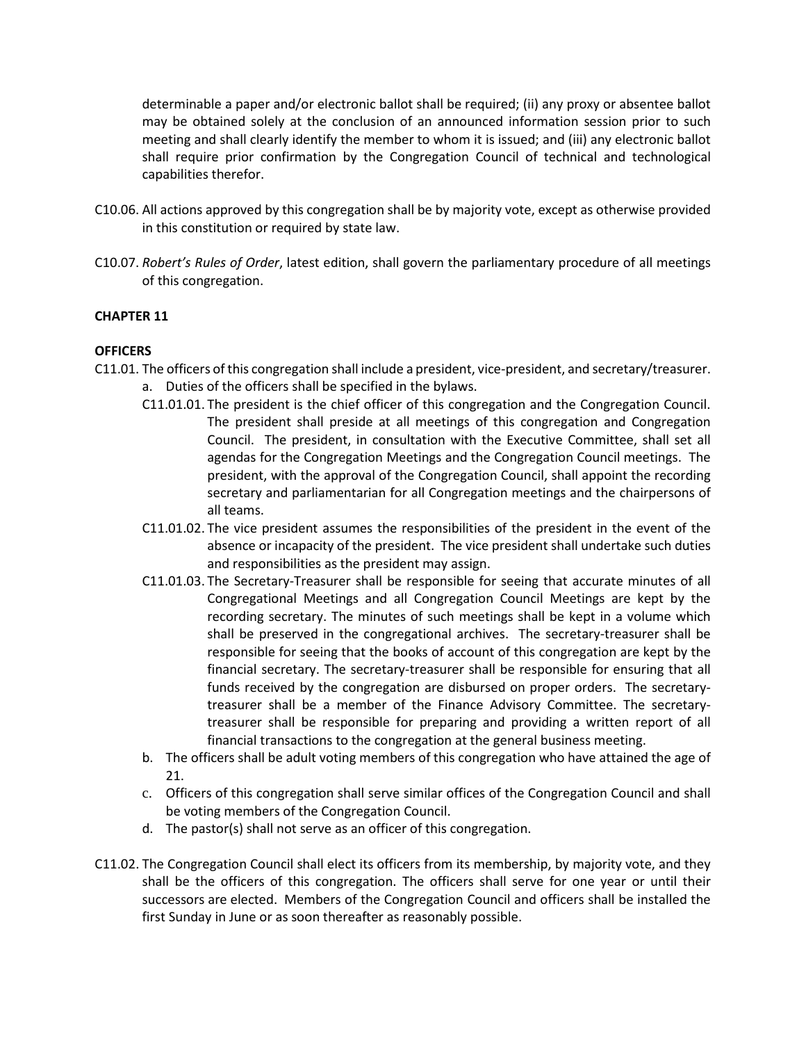determinable a paper and/or electronic ballot shall be required; (ii) any proxy or absentee ballot may be obtained solely at the conclusion of an announced information session prior to such meeting and shall clearly identify the member to whom it is issued; and (iii) any electronic ballot shall require prior confirmation by the Congregation Council of technical and technological capabilities therefor.

C10.06. All actions approved by this congregation shall be by majority vote, except as otherwise provided in this constitution or required by state law.

C10.07. *Robert's Rules of Order*, latest edition, shall govern the parliamentary procedure of all meetings of this congregation.

**CHAPTER 11**

**OFFICERS**

C11.01. The officers of this congregation shall include a president, vice-president, and secretary/treasurer.

a. Duties of the officers shall be specified in the bylaws.

C11.01.01. The president is the chief officer of this congregation and the Congregation Council. The president shall preside at all meetings of this congregation and Congregation Council. The president, in consultation with the Executive Committee, shall set all agendas for the Congregation Meetings and the Congregation Council meetings. The president, with the approval of the Congregation Council, shall appoint the recording secretary and parliamentarian for all Congregation meetings and the chairpersons of all teams.

C11.01.02. The vice president assumes the responsibilities of the president in the event of the absence or incapacity of the president. The vice president shall undertake such duties and responsibilities as the president may assign.

C11.01.03. The Secretary-Treasurer shall be responsible for seeing that accurate minutes of all Congregational Meetings and all Congregation Council Meetings are kept by the recording secretary. The minutes of such meetings shall be kept in a volume which shall be preserved in the congregational archives. The secretary-treasurer shall be responsible for seeing that the books of account of this congregation are kept by the financial secretary. The secretary-treasurer shall be responsible for ensuring that all funds received by the congregation are disbursed on proper orders. The secretary-treasurer shall be a member of the Finance Advisory Committee. The secretary-treasurer shall be responsible for preparing and providing a written report of all financial transactions to the congregation at the general business meeting.

b. The officers shall be adult voting members of this congregation who have attained the age of 21.

c. Officers of this congregation shall serve similar offices of the Congregation Council and shall be voting members of the Congregation Council.

d. The pastor(s) shall not serve as an officer of this congregation.

C11.02. The Congregation Council shall elect its officers from its membership, by majority vote, and they shall be the officers of this congregation. The officers shall serve for one year or until their successors are elected. Members of the Congregation Council and officers shall be installed the first Sunday in June or as soon thereafter as reasonably possible.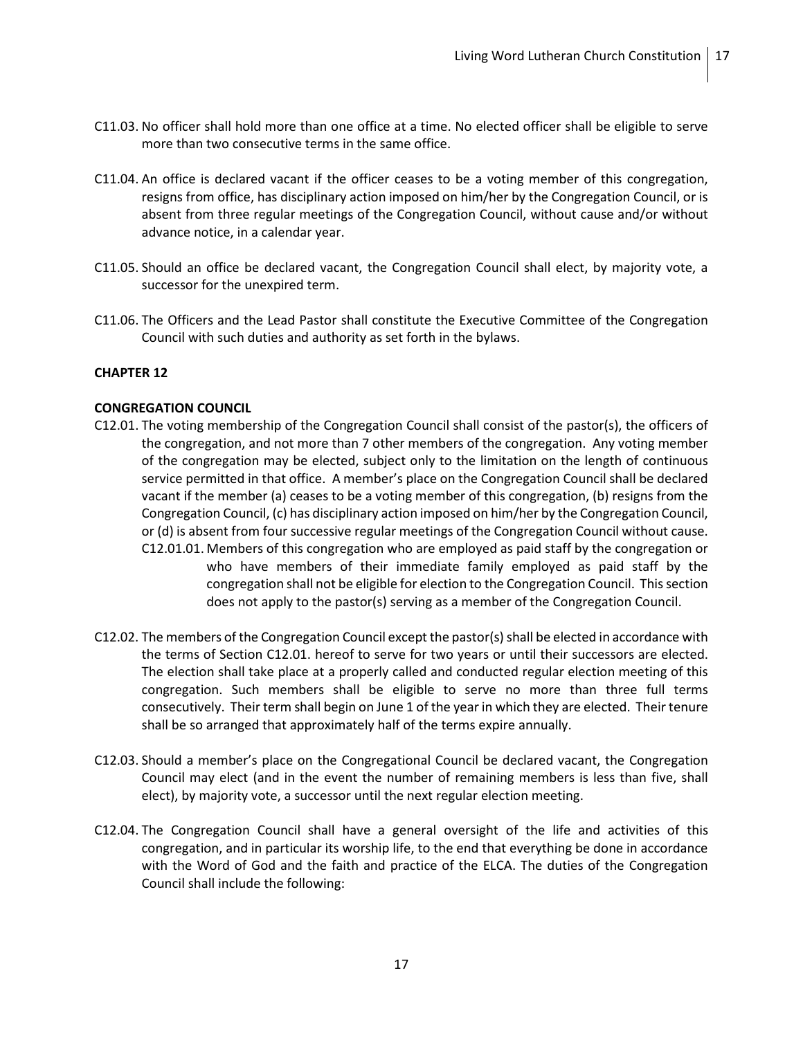C11.03. No officer shall hold more than one office at a time. No elected officer shall be eligible to serve more than two consecutive terms in the same office.

C11.04. An office is declared vacant if the officer ceases to be a voting member of this congregation, resigns from office, has disciplinary action imposed on him/her by the Congregation Council, or is absent from three regular meetings of the Congregation Council, without cause and/or without advance notice, in a calendar year.

C11.05. Should an office be declared vacant, the Congregation Council shall elect, by majority vote, a successor for the unexpired term.

C11.06. The Officers and the Lead Pastor shall constitute the Executive Committee of the Congregation Council with such duties and authority as set forth in the bylaws.

**CHAPTER 12**

**CONGREGATION COUNCIL**

C12.01. The voting membership of the Congregation Council shall consist of the pastor(s), the officers of the congregation, and not more than 7 other members of the congregation. Any voting member of the congregation may be elected, subject only to the limitation on the length of continuous service permitted in that office. A member's place on the Congregation Council shall be declared vacant if the member (a) ceases to be a voting member of this congregation, (b) resigns from the Congregation Council, (c) has disciplinary action imposed on him/her by the Congregation Council, or (d) is absent from four successive regular meetings of the Congregation Council without cause.

C12.01.01. Members of this congregation who are employed as paid staff by the congregation or who have members of their immediate family employed as paid staff by the congregation shall not be eligible for election to the Congregation Council. This section does not apply to the pastor(s) serving as a member of the Congregation Council.

C12.02. The members of the Congregation Council except the pastor(s) shall be elected in accordance with the terms of Section C12.01. hereof to serve for two years or until their successors are elected. The election shall take place at a properly called and conducted regular election meeting of this congregation. Such members shall be eligible to serve no more than three full terms consecutively. Their term shall begin on June 1 of the year in which they are elected. Their tenure shall be so arranged that approximately half of the terms expire annually.

C12.03. Should a member's place on the Congregational Council be declared vacant, the Congregation Council may elect (and in the event the number of remaining members is less than five, shall elect), by majority vote, a successor until the next regular election meeting.

C12.04. The Congregation Council shall have a general oversight of the life and activities of this congregation, and in particular its worship life, to the end that everything be done in accordance with the Word of God and the faith and practice of the ELCA. The duties of the Congregation Council shall include the following: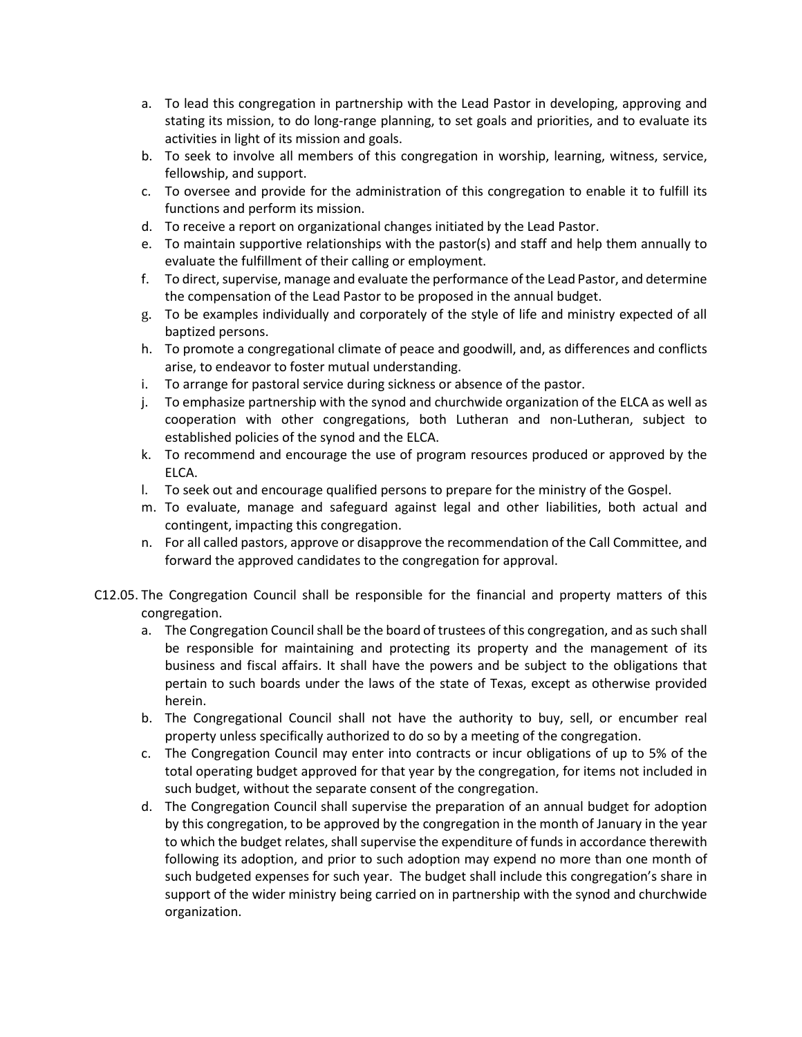a. To lead this congregation in partnership with the Lead Pastor in developing, approving and stating its mission, to do long-range planning, to set goals and priorities, and to evaluate its activities in light of its mission and goals.
b. To seek to involve all members of this congregation in worship, learning, witness, service, fellowship, and support.
c. To oversee and provide for the administration of this congregation to enable it to fulfill its functions and perform its mission.
d. To receive a report on organizational changes initiated by the Lead Pastor.
e. To maintain supportive relationships with the pastor(s) and staff and help them annually to evaluate the fulfillment of their calling or employment.
f. To direct, supervise, manage and evaluate the performance of the Lead Pastor, and determine the compensation of the Lead Pastor to be proposed in the annual budget.
g. To be examples individually and corporately of the style of life and ministry expected of all baptized persons.
h. To promote a congregational climate of peace and goodwill, and, as differences and conflicts arise, to endeavor to foster mutual understanding.
i. To arrange for pastoral service during sickness or absence of the pastor.
j. To emphasize partnership with the synod and churchwide organization of the ELCA as well as cooperation with other congregations, both Lutheran and non-Lutheran, subject to established policies of the synod and the ELCA.
k. To recommend and encourage the use of program resources produced or approved by the ELCA.
l. To seek out and encourage qualified persons to prepare for the ministry of the Gospel.
m. To evaluate, manage and safeguard against legal and other liabilities, both actual and contingent, impacting this congregation.
n. For all called pastors, approve or disapprove the recommendation of the Call Committee, and forward the approved candidates to the congregation for approval.

C12.05. The Congregation Council shall be responsible for the financial and property matters of this congregation.

a. The Congregation Council shall be the board of trustees of this congregation, and as such shall be responsible for maintaining and protecting its property and the management of its business and fiscal affairs. It shall have the powers and be subject to the obligations that pertain to such boards under the laws of the state of Texas, except as otherwise provided herein.
b. The Congregational Council shall not have the authority to buy, sell, or encumber real property unless specifically authorized to do so by a meeting of the congregation.
c. The Congregation Council may enter into contracts or incur obligations of up to 5% of the total operating budget approved for that year by the congregation, for items not included in such budget, without the separate consent of the congregation.
d. The Congregation Council shall supervise the preparation of an annual budget for adoption by this congregation, to be approved by the congregation in the month of January in the year to which the budget relates, shall supervise the expenditure of funds in accordance therewith following its adoption, and prior to such adoption may expend no more than one month of such budgeted expenses for such year. The budget shall include this congregation's share in support of the wider ministry being carried on in partnership with the synod and churchwide organization.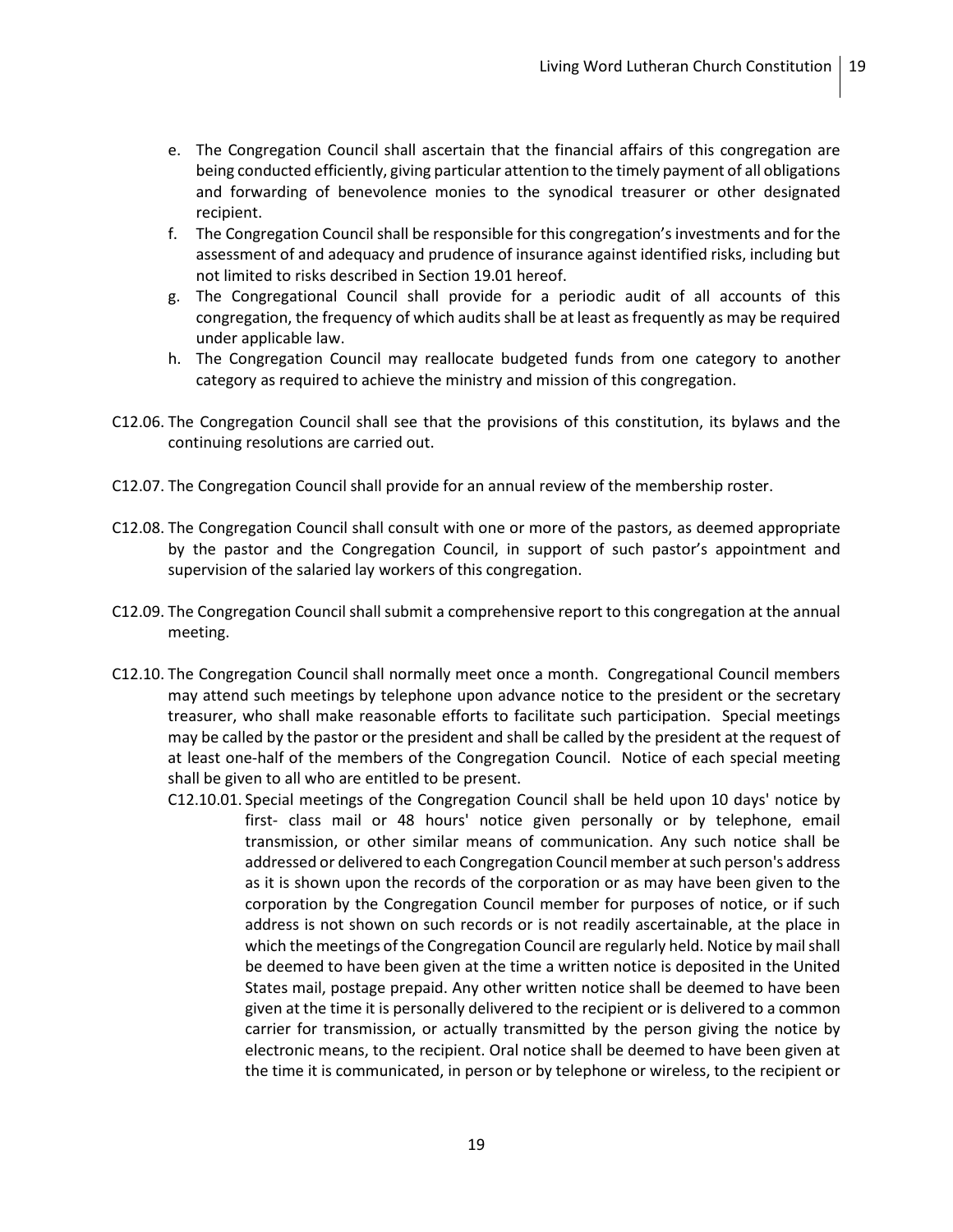e. The Congregation Council shall ascertain that the financial affairs of this congregation are being conducted efficiently, giving particular attention to the timely payment of all obligations and forwarding of benevolence monies to the synodical treasurer or other designated recipient.

f. The Congregation Council shall be responsible for this congregation's investments and for the assessment of and adequacy and prudence of insurance against identified risks, including but not limited to risks described in Section 19.01 hereof.

g. The Congregational Council shall provide for a periodic audit of all accounts of this congregation, the frequency of which audits shall be at least as frequently as may be required under applicable law.

h. The Congregation Council may reallocate budgeted funds from one category to another category as required to achieve the ministry and mission of this congregation.

C12.06. The Congregation Council shall see that the provisions of this constitution, its bylaws and the continuing resolutions are carried out.

C12.07. The Congregation Council shall provide for an annual review of the membership roster.

C12.08. The Congregation Council shall consult with one or more of the pastors, as deemed appropriate by the pastor and the Congregation Council, in support of such pastor's appointment and supervision of the salaried lay workers of this congregation.

C12.09. The Congregation Council shall submit a comprehensive report to this congregation at the annual meeting.

C12.10. The Congregation Council shall normally meet once a month. Congregational Council members may attend such meetings by telephone upon advance notice to the president or the secretary treasurer, who shall make reasonable efforts to facilitate such participation. Special meetings may be called by the pastor or the president and shall be called by the president at the request of at least one-half of the members of the Congregation Council. Notice of each special meeting shall be given to all who are entitled to be present.

C12.10.01. Special meetings of the Congregation Council shall be held upon 10 days' notice by first- class mail or 48 hours' notice given personally or by telephone, email transmission, or other similar means of communication. Any such notice shall be addressed or delivered to each Congregation Council member at such person's address as it is shown upon the records of the corporation or as may have been given to the corporation by the Congregation Council member for purposes of notice, or if such address is not shown on such records or is not readily ascertainable, at the place in which the meetings of the Congregation Council are regularly held. Notice by mail shall be deemed to have been given at the time a written notice is deposited in the United States mail, postage prepaid. Any other written notice shall be deemed to have been given at the time it is personally delivered to the recipient or is delivered to a common carrier for transmission, or actually transmitted by the person giving the notice by electronic means, to the recipient. Oral notice shall be deemed to have been given at the time it is communicated, in person or by telephone or wireless, to the recipient or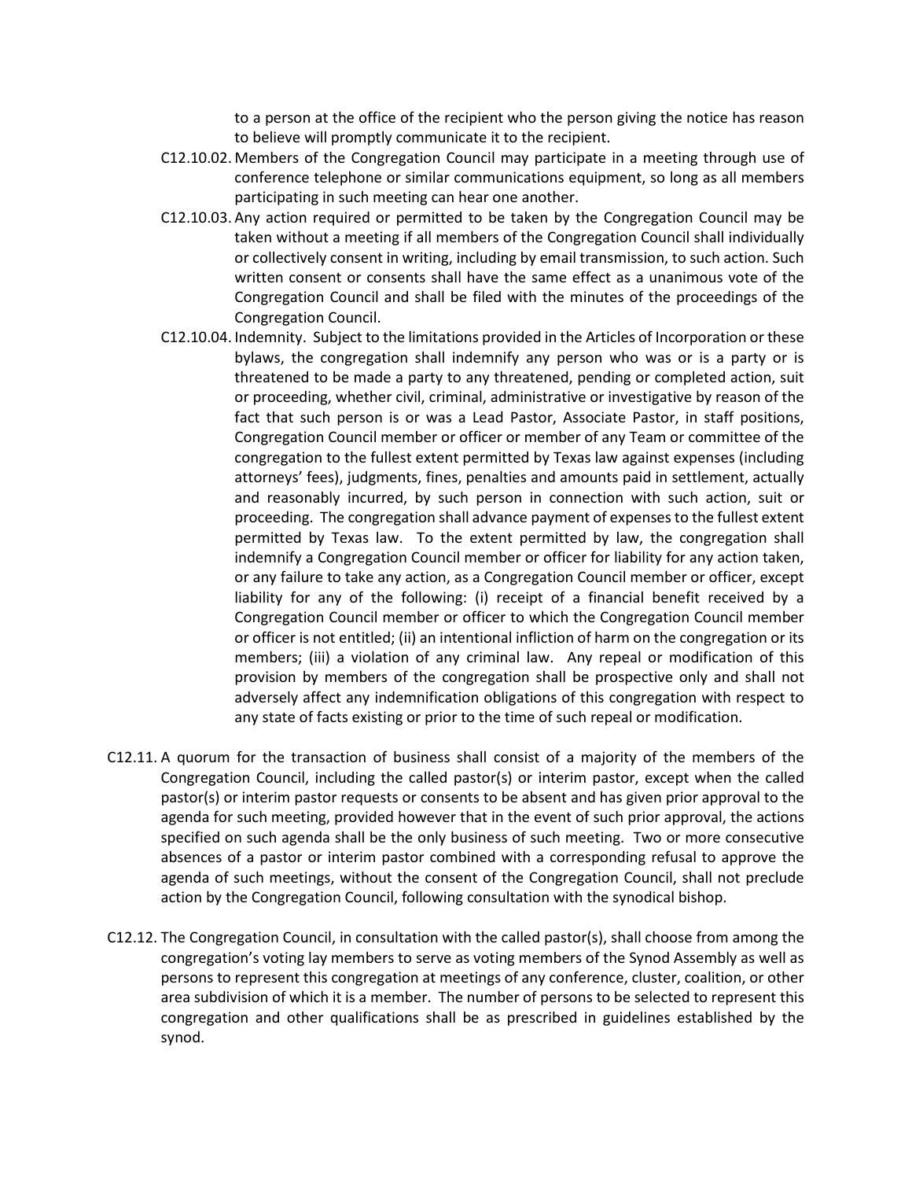to a person at the office of the recipient who the person giving the notice has reason to believe will promptly communicate it to the recipient.

C12.10.02. Members of the Congregation Council may participate in a meeting through use of conference telephone or similar communications equipment, so long as all members participating in such meeting can hear one another.

C12.10.03. Any action required or permitted to be taken by the Congregation Council may be taken without a meeting if all members of the Congregation Council shall individually or collectively consent in writing, including by email transmission, to such action. Such written consent or consents shall have the same effect as a unanimous vote of the Congregation Council and shall be filed with the minutes of the proceedings of the Congregation Council.

C12.10.04. Indemnity. Subject to the limitations provided in the Articles of Incorporation or these bylaws, the congregation shall indemnify any person who was or is a party or is threatened to be made a party to any threatened, pending or completed action, suit or proceeding, whether civil, criminal, administrative or investigative by reason of the fact that such person is or was a Lead Pastor, Associate Pastor, in staff positions, Congregation Council member or officer or member of any Team or committee of the congregation to the fullest extent permitted by Texas law against expenses (including attorneys' fees), judgments, fines, penalties and amounts paid in settlement, actually and reasonably incurred, by such person in connection with such action, suit or proceeding. The congregation shall advance payment of expenses to the fullest extent permitted by Texas law. To the extent permitted by law, the congregation shall indemnify a Congregation Council member or officer for liability for any action taken, or any failure to take any action, as a Congregation Council member or officer, except liability for any of the following: (i) receipt of a financial benefit received by a Congregation Council member or officer to which the Congregation Council member or officer is not entitled; (ii) an intentional infliction of harm on the congregation or its members; (iii) a violation of any criminal law. Any repeal or modification of this provision by members of the congregation shall be prospective only and shall not adversely affect any indemnification obligations of this congregation with respect to any state of facts existing or prior to the time of such repeal or modification.

C12.11. A quorum for the transaction of business shall consist of a majority of the members of the Congregation Council, including the called pastor(s) or interim pastor, except when the called pastor(s) or interim pastor requests or consents to be absent and has given prior approval to the agenda for such meeting, provided however that in the event of such prior approval, the actions specified on such agenda shall be the only business of such meeting. Two or more consecutive absences of a pastor or interim pastor combined with a corresponding refusal to approve the agenda of such meetings, without the consent of the Congregation Council, shall not preclude action by the Congregation Council, following consultation with the synodical bishop.

C12.12. The Congregation Council, in consultation with the called pastor(s), shall choose from among the congregation's voting lay members to serve as voting members of the Synod Assembly as well as persons to represent this congregation at meetings of any conference, cluster, coalition, or other area subdivision of which it is a member. The number of persons to be selected to represent this congregation and other qualifications shall be as prescribed in guidelines established by the synod.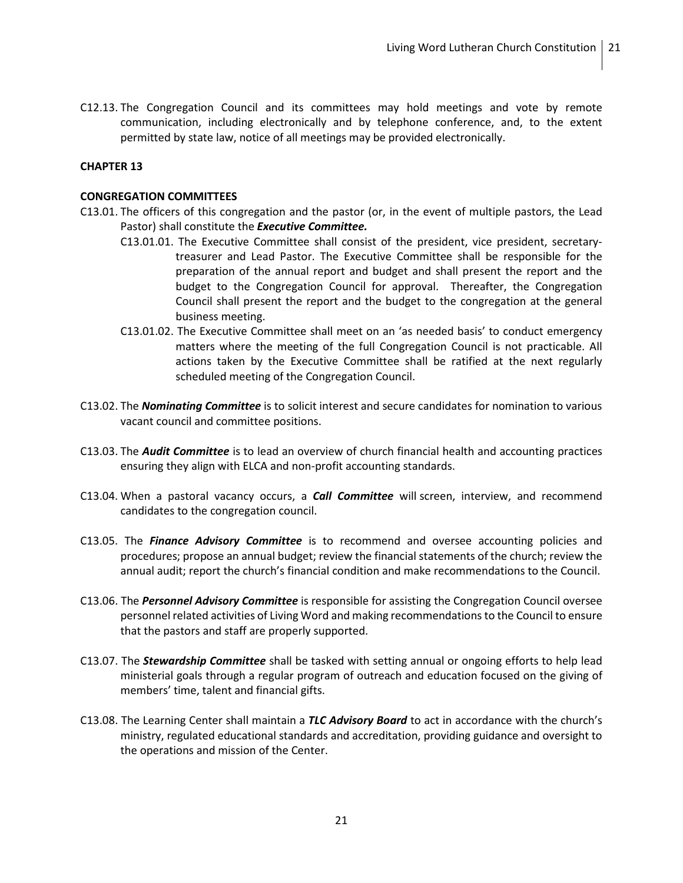C12.13. The Congregation Council and its committees may hold meetings and vote by remote communication, including electronically and by telephone conference, and, to the extent permitted by state law, notice of all meetings may be provided electronically.

**CHAPTER 13**

**CONGREGATION COMMITTEES**

C13.01. The officers of this congregation and the pastor (or, in the event of multiple pastors, the Lead Pastor) shall constitute the ***Executive Committee.***

C13.01.01. The Executive Committee shall consist of the president, vice president, secretary-treasurer and Lead Pastor. The Executive Committee shall be responsible for the preparation of the annual report and budget and shall present the report and the budget to the Congregation Council for approval. Thereafter, the Congregation Council shall present the report and the budget to the congregation at the general business meeting.

C13.01.02. The Executive Committee shall meet on an 'as needed basis' to conduct emergency matters where the meeting of the full Congregation Council is not practicable. All actions taken by the Executive Committee shall be ratified at the next regularly scheduled meeting of the Congregation Council.

C13.02. The ***Nominating Committee*** is to solicit interest and secure candidates for nomination to various vacant council and committee positions.

C13.03. The ***Audit Committee*** is to lead an overview of church financial health and accounting practices ensuring they align with ELCA and non-profit accounting standards.

C13.04. When a pastoral vacancy occurs, a ***Call Committee*** will screen, interview, and recommend candidates to the congregation council.

C13.05. The ***Finance Advisory Committee*** is to recommend and oversee accounting policies and procedures; propose an annual budget; review the financial statements of the church; review the annual audit; report the church's financial condition and make recommendations to the Council.

C13.06. The ***Personnel Advisory Committee*** is responsible for assisting the Congregation Council oversee personnel related activities of Living Word and making recommendations to the Council to ensure that the pastors and staff are properly supported.

C13.07. The ***Stewardship Committee*** shall be tasked with setting annual or ongoing efforts to help lead ministerial goals through a regular program of outreach and education focused on the giving of members' time, talent and financial gifts.

C13.08. The Learning Center shall maintain a ***TLC Advisory Board*** to act in accordance with the church's ministry, regulated educational standards and accreditation, providing guidance and oversight to the operations and mission of the Center.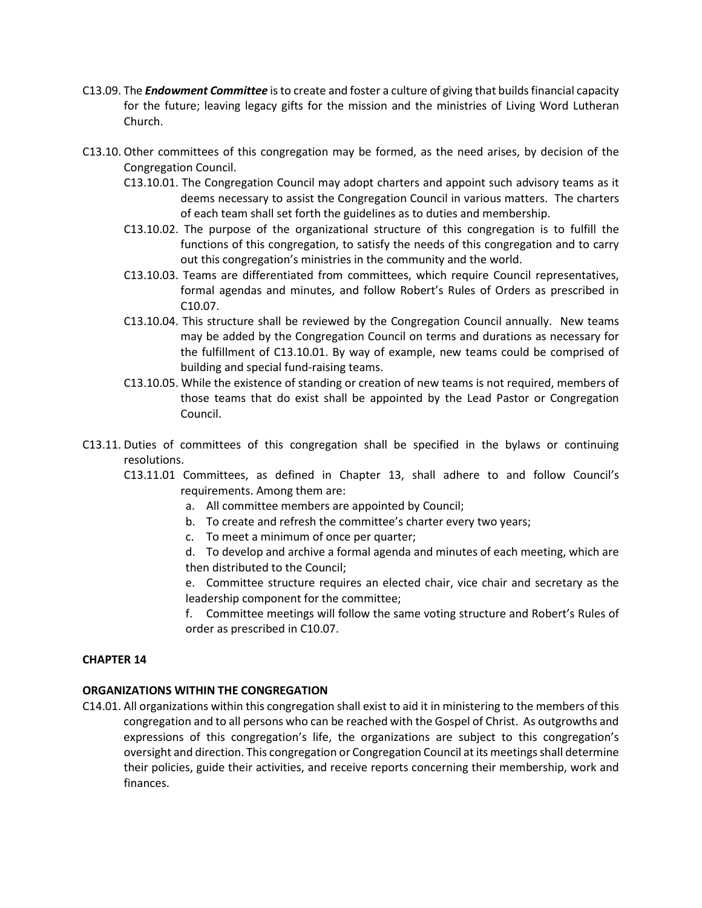C13.09. The ***Endowment Committee*** is to create and foster a culture of giving that builds financial capacity for the future; leaving legacy gifts for the mission and the ministries of Living Word Lutheran Church.

C13.10. Other committees of this congregation may be formed, as the need arises, by decision of the Congregation Council.

C13.10.01. The Congregation Council may adopt charters and appoint such advisory teams as it deems necessary to assist the Congregation Council in various matters. The charters of each team shall set forth the guidelines as to duties and membership.

C13.10.02. The purpose of the organizational structure of this congregation is to fulfill the functions of this congregation, to satisfy the needs of this congregation and to carry out this congregation's ministries in the community and the world.

C13.10.03. Teams are differentiated from committees, which require Council representatives, formal agendas and minutes, and follow Robert's Rules of Orders as prescribed in C10.07.

C13.10.04. This structure shall be reviewed by the Congregation Council annually. New teams may be added by the Congregation Council on terms and durations as necessary for the fulfillment of C13.10.01. By way of example, new teams could be comprised of building and special fund-raising teams.

C13.10.05. While the existence of standing or creation of new teams is not required, members of those teams that do exist shall be appointed by the Lead Pastor or Congregation Council.

C13.11. Duties of committees of this congregation shall be specified in the bylaws or continuing resolutions.

C13.11.01 Committees, as defined in Chapter 13, shall adhere to and follow Council's requirements. Among them are:

a. All committee members are appointed by Council;

b. To create and refresh the committee's charter every two years;

c. To meet a minimum of once per quarter;

d. To develop and archive a formal agenda and minutes of each meeting, which are then distributed to the Council;

e. Committee structure requires an elected chair, vice chair and secretary as the leadership component for the committee;

f. Committee meetings will follow the same voting structure and Robert's Rules of order as prescribed in C10.07.

## CHAPTER 14

## ORGANIZATIONS WITHIN THE CONGREGATION

C14.01. All organizations within this congregation shall exist to aid it in ministering to the members of this congregation and to all persons who can be reached with the Gospel of Christ. As outgrowths and expressions of this congregation's life, the organizations are subject to this congregation's oversight and direction. This congregation or Congregation Council at its meetings shall determine their policies, guide their activities, and receive reports concerning their membership, work and finances.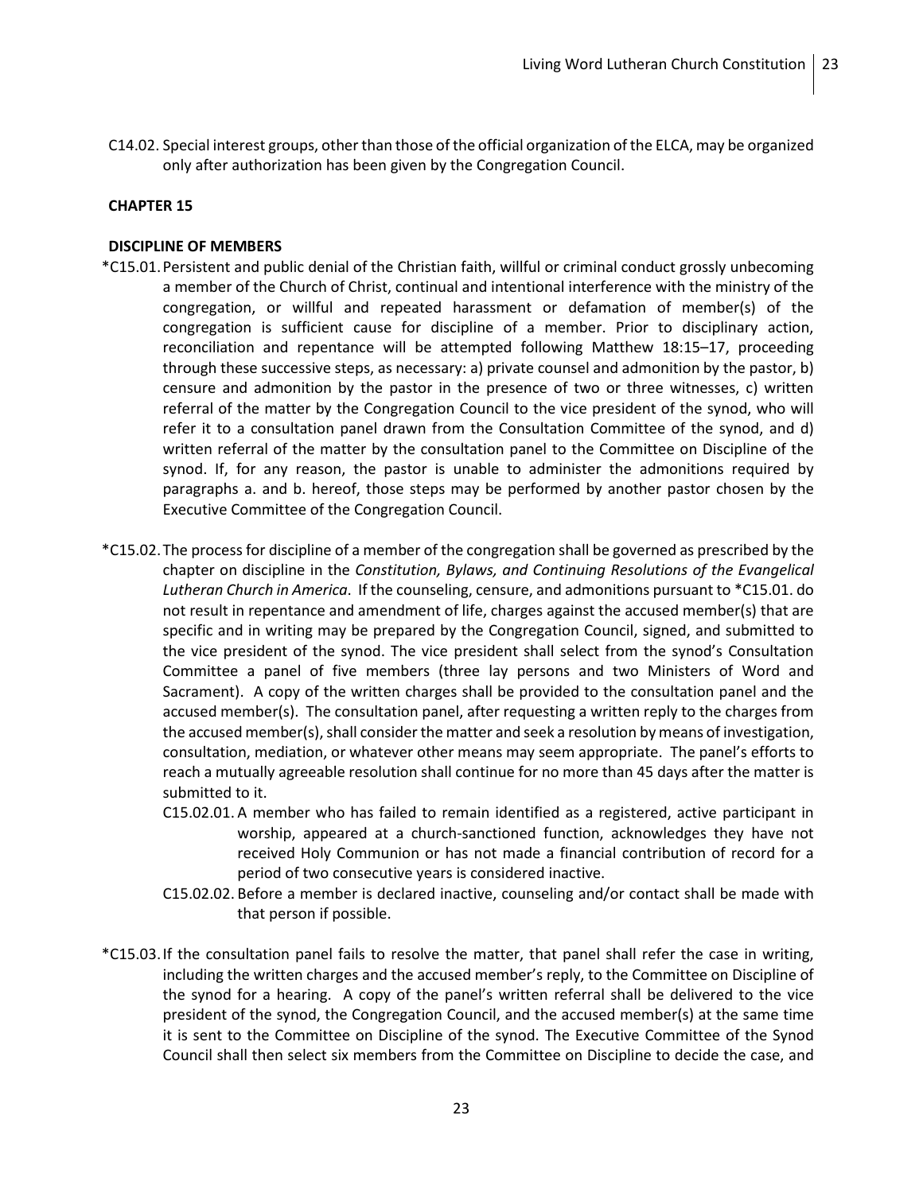C14.02. Special interest groups, other than those of the official organization of the ELCA, may be organized only after authorization has been given by the Congregation Council.

**CHAPTER 15**

**DISCIPLINE OF MEMBERS**

*C15.01. Persistent and public denial of the Christian faith, willful or criminal conduct grossly unbecoming a member of the Church of Christ, continual and intentional interference with the ministry of the congregation, or willful and repeated harassment or defamation of member(s) of the congregation is sufficient cause for discipline of a member. Prior to disciplinary action, reconciliation and repentance will be attempted following Matthew 18:15–17, proceeding through these successive steps, as necessary: a) private counsel and admonition by the pastor, b) censure and admonition by the pastor in the presence of two or three witnesses, c) written referral of the matter by the Congregation Council to the vice president of the synod, who will refer it to a consultation panel drawn from the Consultation Committee of the synod, and d) written referral of the matter by the consultation panel to the Committee on Discipline of the synod. If, for any reason, the pastor is unable to administer the admonitions required by paragraphs a. and b. hereof, those steps may be performed by another pastor chosen by the Executive Committee of the Congregation Council.

*C15.02. The process for discipline of a member of the congregation shall be governed as prescribed by the chapter on discipline in the *Constitution, Bylaws, and Continuing Resolutions of the Evangelical Lutheran Church in America*. If the counseling, censure, and admonitions pursuant to *C15.01. do not result in repentance and amendment of life, charges against the accused member(s) that are specific and in writing may be prepared by the Congregation Council, signed, and submitted to the vice president of the synod. The vice president shall select from the synod's Consultation Committee a panel of five members (three lay persons and two Ministers of Word and Sacrament). A copy of the written charges shall be provided to the consultation panel and the accused member(s). The consultation panel, after requesting a written reply to the charges from the accused member(s), shall consider the matter and seek a resolution by means of investigation, consultation, mediation, or whatever other means may seem appropriate. The panel's efforts to reach a mutually agreeable resolution shall continue for no more than 45 days after the matter is submitted to it.

C15.02.01. A member who has failed to remain identified as a registered, active participant in worship, appeared at a church-sanctioned function, acknowledges they have not received Holy Communion or has not made a financial contribution of record for a period of two consecutive years is considered inactive.

C15.02.02. Before a member is declared inactive, counseling and/or contact shall be made with that person if possible.

*C15.03. If the consultation panel fails to resolve the matter, that panel shall refer the case in writing, including the written charges and the accused member's reply, to the Committee on Discipline of the synod for a hearing. A copy of the panel's written referral shall be delivered to the vice president of the synod, the Congregation Council, and the accused member(s) at the same time it is sent to the Committee on Discipline of the synod. The Executive Committee of the Synod Council shall then select six members from the Committee on Discipline to decide the case, and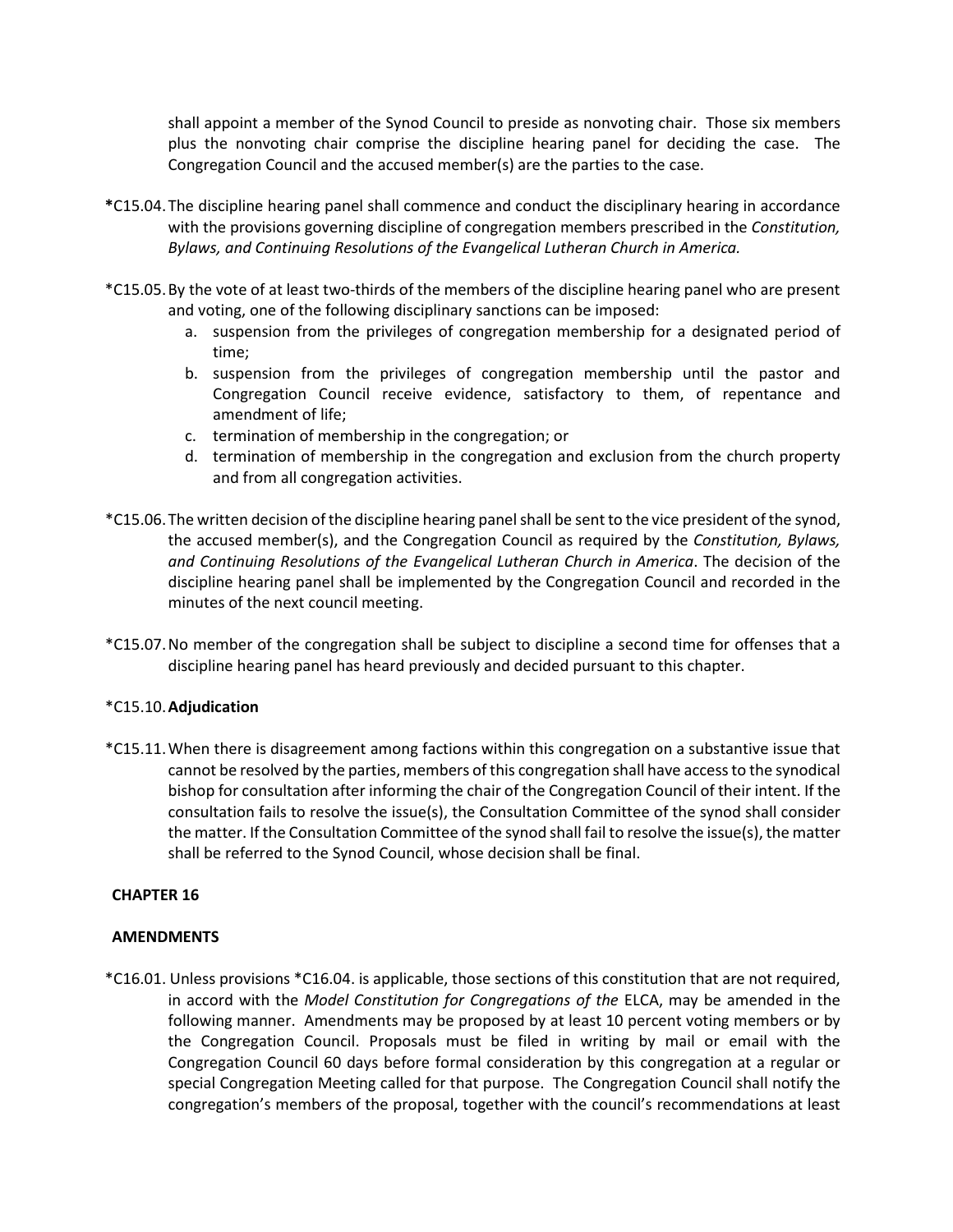shall appoint a member of the Synod Council to preside as nonvoting chair. Those six members plus the nonvoting chair comprise the discipline hearing panel for deciding the case. The Congregation Council and the accused member(s) are the parties to the case.

*C15.04. The discipline hearing panel shall commence and conduct the disciplinary hearing in accordance with the provisions governing discipline of congregation members prescribed in the *Constitution, Bylaws, and Continuing Resolutions of the Evangelical Lutheran Church in America.*

*C15.05. By the vote of at least two-thirds of the members of the discipline hearing panel who are present and voting, one of the following disciplinary sanctions can be imposed:

a. suspension from the privileges of congregation membership for a designated period of time;
b. suspension from the privileges of congregation membership until the pastor and Congregation Council receive evidence, satisfactory to them, of repentance and amendment of life;
c. termination of membership in the congregation; or
d. termination of membership in the congregation and exclusion from the church property and from all congregation activities.

*C15.06. The written decision of the discipline hearing panel shall be sent to the vice president of the synod, the accused member(s), and the Congregation Council as required by the *Constitution, Bylaws, and Continuing Resolutions of the Evangelical Lutheran Church in America*. The decision of the discipline hearing panel shall be implemented by the Congregation Council and recorded in the minutes of the next council meeting.

*C15.07. No member of the congregation shall be subject to discipline a second time for offenses that a discipline hearing panel has heard previously and decided pursuant to this chapter.

*C15.10. **Adjudication**

*C15.11. When there is disagreement among factions within this congregation on a substantive issue that cannot be resolved by the parties, members of this congregation shall have access to the synodical bishop for consultation after informing the chair of the Congregation Council of their intent. If the consultation fails to resolve the issue(s), the Consultation Committee of the synod shall consider the matter. If the Consultation Committee of the synod shall fail to resolve the issue(s), the matter shall be referred to the Synod Council, whose decision shall be final.

## CHAPTER 16

## AMENDMENTS

*C16.01. Unless provisions *C16.04. is applicable, those sections of this constitution that are not required, in accord with the *Model Constitution for Congregations of the* ELCA, may be amended in the following manner. Amendments may be proposed by at least 10 percent voting members or by the Congregation Council. Proposals must be filed in writing by mail or email with the Congregation Council 60 days before formal consideration by this congregation at a regular or special Congregation Meeting called for that purpose. The Congregation Council shall notify the congregation's members of the proposal, together with the council's recommendations at least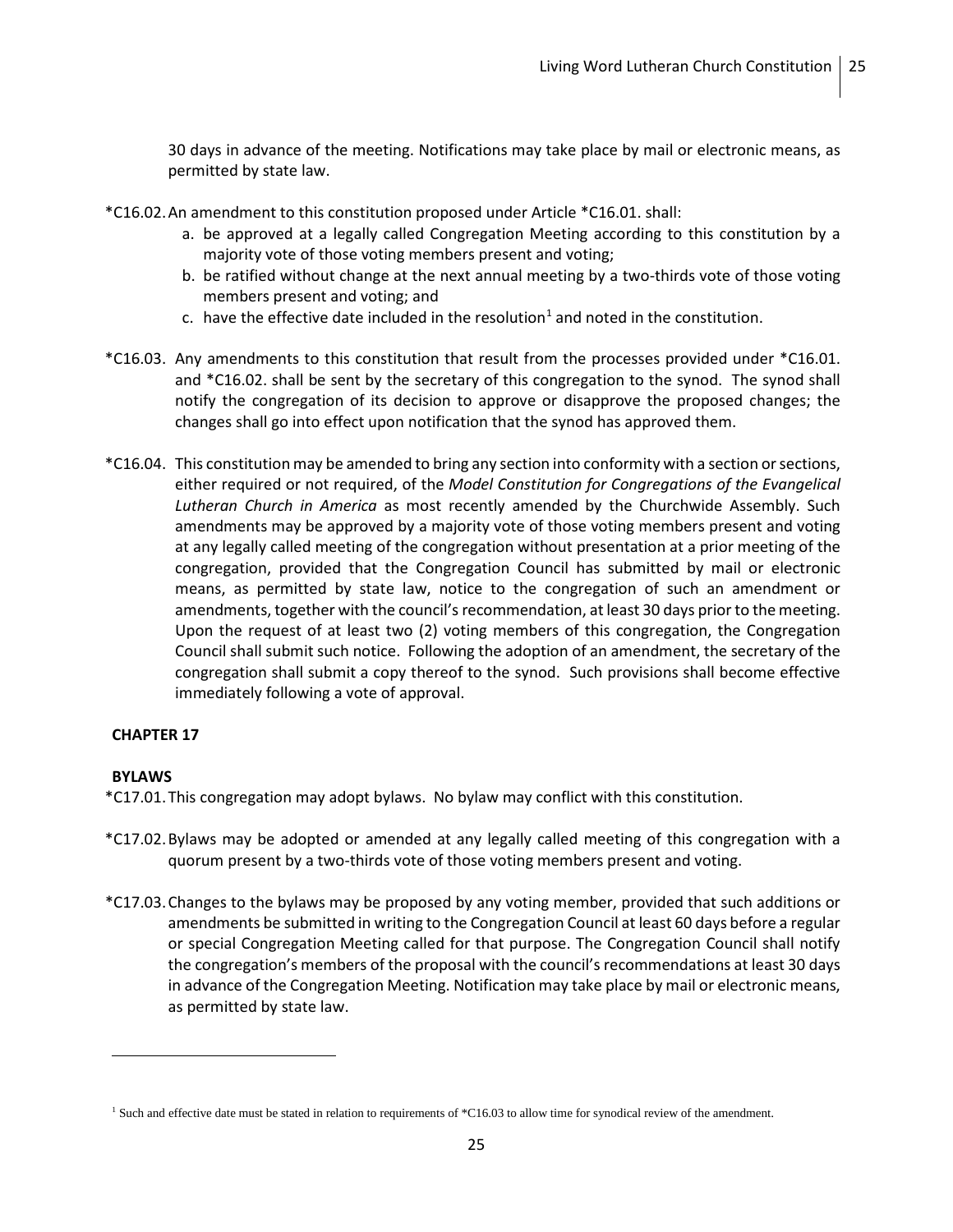30 days in advance of the meeting. Notifications may take place by mail or electronic means, as permitted by state law.

*C16.02. An amendment to this constitution proposed under Article *C16.01. shall:

a. be approved at a legally called Congregation Meeting according to this constitution by a majority vote of those voting members present and voting;
b. be ratified without change at the next annual meeting by a two-thirds vote of those voting members present and voting; and
c. have the effective date included in the resolution[1] and noted in the constitution.

*C16.03. Any amendments to this constitution that result from the processes provided under *C16.01. and *C16.02. shall be sent by the secretary of this congregation to the synod. The synod shall notify the congregation of its decision to approve or disapprove the proposed changes; the changes shall go into effect upon notification that the synod has approved them.

*C16.04. This constitution may be amended to bring any section into conformity with a section or sections, either required or not required, of the *Model Constitution for Congregations of the Evangelical Lutheran Church in America* as most recently amended by the Churchwide Assembly. Such amendments may be approved by a majority vote of those voting members present and voting at any legally called meeting of the congregation without presentation at a prior meeting of the congregation, provided that the Congregation Council has submitted by mail or electronic means, as permitted by state law, notice to the congregation of such an amendment or amendments, together with the council's recommendation, at least 30 days prior to the meeting. Upon the request of at least two (2) voting members of this congregation, the Congregation Council shall submit such notice. Following the adoption of an amendment, the secretary of the congregation shall submit a copy thereof to the synod. Such provisions shall become effective immediately following a vote of approval.

## CHAPTER 17

### BYLAWS

*C17.01. This congregation may adopt bylaws. No bylaw may conflict with this constitution.

*C17.02. Bylaws may be adopted or amended at any legally called meeting of this congregation with a quorum present by a two-thirds vote of those voting members present and voting.

*C17.03. Changes to the bylaws may be proposed by any voting member, provided that such additions or amendments be submitted in writing to the Congregation Council at least 60 days before a regular or special Congregation Meeting called for that purpose. The Congregation Council shall notify the congregation's members of the proposal with the council's recommendations at least 30 days in advance of the Congregation Meeting. Notification may take place by mail or electronic means, as permitted by state law.

---

[1] Such and effective date must be stated in relation to requirements of *C16.03 to allow time for synodical review of the amendment.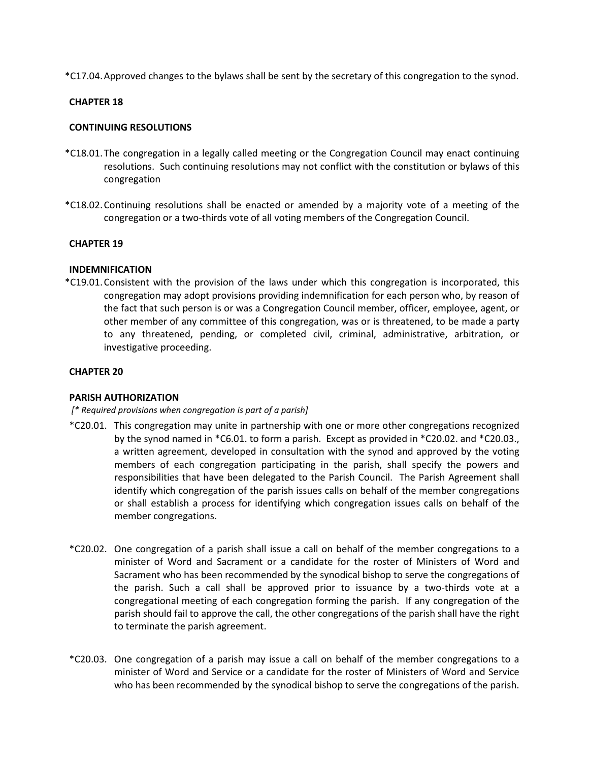*C17.04. Approved changes to the bylaws shall be sent by the secretary of this congregation to the synod.

## CHAPTER 18

## CONTINUING RESOLUTIONS

*C18.01. The congregation in a legally called meeting or the Congregation Council may enact continuing resolutions. Such continuing resolutions may not conflict with the constitution or bylaws of this congregation

*C18.02. Continuing resolutions shall be enacted or amended by a majority vote of a meeting of the congregation or a two-thirds vote of all voting members of the Congregation Council.

## CHAPTER 19

## INDEMNIFICATION

*C19.01. Consistent with the provision of the laws under which this congregation is incorporated, this congregation may adopt provisions providing indemnification for each person who, by reason of the fact that such person is or was a Congregation Council member, officer, employee, agent, or other member of any committee of this congregation, was or is threatened, to be made a party to any threatened, pending, or completed civil, criminal, administrative, arbitration, or investigative proceeding.

## CHAPTER 20

## PARISH AUTHORIZATION

*[* Required provisions when congregation is part of a parish]*

*C20.01. This congregation may unite in partnership with one or more other congregations recognized by the synod named in *C6.01. to form a parish. Except as provided in *C20.02. and *C20.03., a written agreement, developed in consultation with the synod and approved by the voting members of each congregation participating in the parish, shall specify the powers and responsibilities that have been delegated to the Parish Council. The Parish Agreement shall identify which congregation of the parish issues calls on behalf of the member congregations or shall establish a process for identifying which congregation issues calls on behalf of the member congregations.

*C20.02. One congregation of a parish shall issue a call on behalf of the member congregations to a minister of Word and Sacrament or a candidate for the roster of Ministers of Word and Sacrament who has been recommended by the synodical bishop to serve the congregations of the parish. Such a call shall be approved prior to issuance by a two-thirds vote at a congregational meeting of each congregation forming the parish. If any congregation of the parish should fail to approve the call, the other congregations of the parish shall have the right to terminate the parish agreement.

*C20.03. One congregation of a parish may issue a call on behalf of the member congregations to a minister of Word and Service or a candidate for the roster of Ministers of Word and Service who has been recommended by the synodical bishop to serve the congregations of the parish.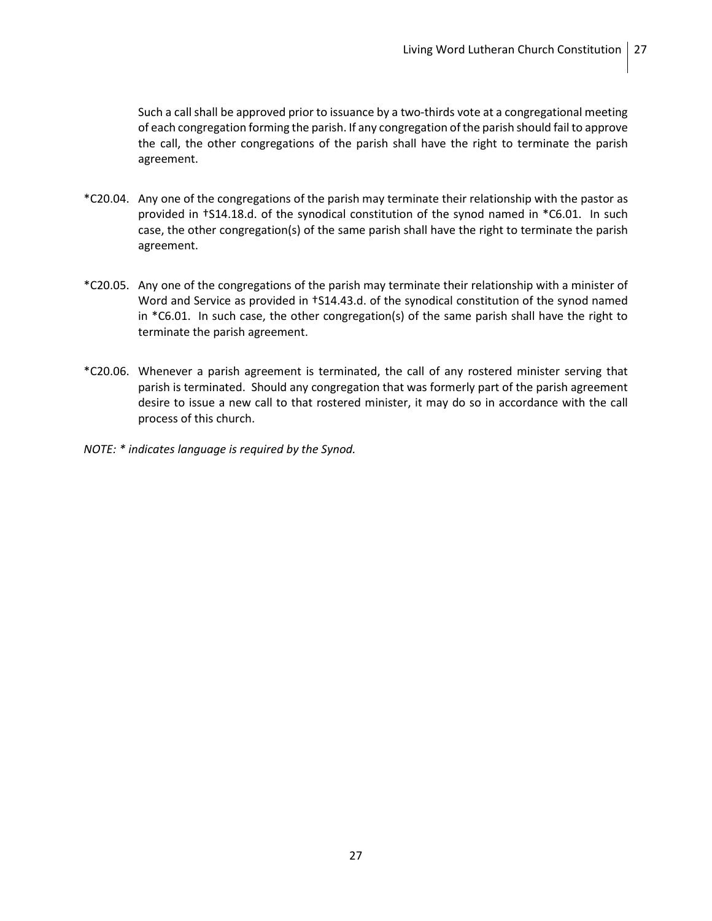Such a call shall be approved prior to issuance by a two-thirds vote at a congregational meeting of each congregation forming the parish. If any congregation of the parish should fail to approve the call, the other congregations of the parish shall have the right to terminate the parish agreement.

*C20.04. Any one of the congregations of the parish may terminate their relationship with the pastor as provided in †S14.18.d. of the synodical constitution of the synod named in *C6.01. In such case, the other congregation(s) of the same parish shall have the right to terminate the parish agreement.

*C20.05. Any one of the congregations of the parish may terminate their relationship with a minister of Word and Service as provided in †S14.43.d. of the synodical constitution of the synod named in *C6.01. In such case, the other congregation(s) of the same parish shall have the right to terminate the parish agreement.

*C20.06. Whenever a parish agreement is terminated, the call of any rostered minister serving that parish is terminated. Should any congregation that was formerly part of the parish agreement desire to issue a new call to that rostered minister, it may do so in accordance with the call process of this church.

*NOTE: * indicates language is required by the Synod.*